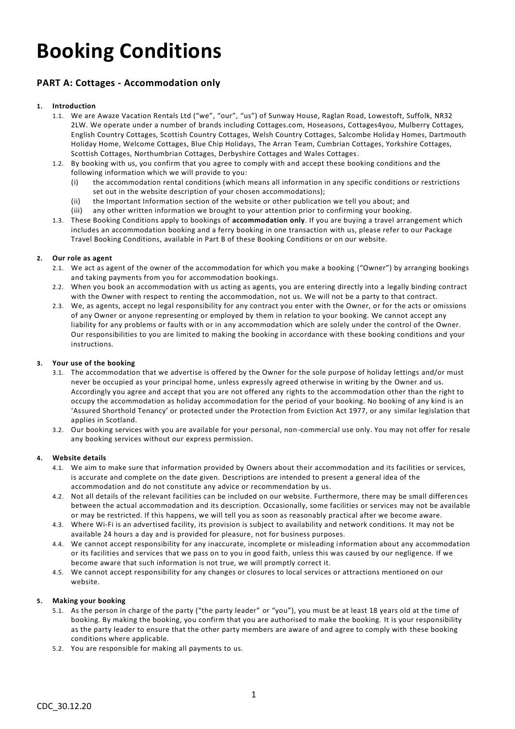# Booking Conditions

## PART A: Cottages - Accommodation only

### 1. Introduction

1.1. We are Awaze Vacation Rentals Ltd ("we", "our", "us") of Sunway House, Raglan Road, Lowestoft, Suffolk, NR32 2LW. We operate under a number of brands including Cottages.com, Hoseasons, Cottages4you, Mulberry Cottages, English Country Cottages, Scottish Country Cottages, Welsh Country Cottages, Salcombe Holiday Homes, Dartmouth Holiday Home, Welcome Cottages, Blue Chip Holidays, The Arran Team, Cumbrian Cottages, Yorkshire Cottages, Scottish Cottages, Northumbrian Cottages, Derbyshire Cottages and Wales Cottages.

1.2. By booking with us, you confirm that you agree to comply with and accept these booking conditions and the following information which we will provide to you:

- (i) the accommodation rental conditions (which means all information in any specific conditions or restrictions set out in the website description of your chosen accommodations);
- (ii) the Important Information section of the website or other publication we tell you about; and
- (iii) any other written information we brought to your attention prior to confirming your booking.

1.3. These Booking Conditions apply to bookings of **accommodation only**. If you are buying a travel arrangement which includes an accommodation booking and a ferry booking in one transaction with us, please refer to our Package Travel Booking Conditions, available in Part B of these Booking Conditions or on our website.

### 2. Our role as agent

2.1. We act as agent of the owner of the accommodation for which you make a booking ("Owner") by arranging bookings and taking payments from you for accommodation bookings.

2.2. When you book an accommodation with us acting as agents, you are entering directly into a legally binding contract with the Owner with respect to renting the accommodation, not us. We will not be a party to that contract.

2.3. We, as agents, accept no legal responsibility for any contract you enter with the Owner, or for the acts or omissions of any Owner or anyone representing or employed by them in relation to your booking. We cannot accept any liability for any problems or faults with or in any accommodation which are solely under the control of the Owner. Our responsibilities to you are limited to making the booking in accordance with these booking conditions and your instructions.

### 3. Your use of the booking

3.1. The accommodation that we advertise is offered by the Owner for the sole purpose of holiday lettings and/or must never be occupied as your principal home, unless expressly agreed otherwise in writing by the Owner and us. Accordingly you agree and accept that you are not offered any rights to the accommodation other than the right to occupy the accommodation as holiday accommodation for the period of your booking. No booking of any kind is an 'Assured Shorthold Tenancy' or protected under the Protection from Eviction Act 1977, or any similar legislation that applies in Scotland.

3.2. Our booking services with you are available for your personal, non-commercial use only. You may not offer for resale any booking services without our express permission.

### 4. Website details

4.1. We aim to make sure that information provided by Owners about their accommodation and its facilities or services, is accurate and complete on the date given. Descriptions are intended to present a general idea of the accommodation and do not constitute any advice or recommendation by us.

4.2. Not all details of the relevant facilities can be included on our website. Furthermore, there may be small differences between the actual accommodation and its description. Occasionally, some facilities or services may not be available or may be restricted. If this happens, we will tell you as soon as reasonably practical after we become aware.

4.3. Where Wi-Fi is an advertised facility, its provision is subject to availability and network conditions. It may not be available 24 hours a day and is provided for pleasure, not for business purposes.

4.4. We cannot accept responsibility for any inaccurate, incomplete or misleading information about any accommodation or its facilities and services that we pass on to you in good faith, unless this was caused by our negligence. If we become aware that such information is not true, we will promptly correct it.

4.5. We cannot accept responsibility for any changes or closures to local services or attractions mentioned on our website.

### 5. Making your booking

5.1. As the person in charge of the party ("the party leader" or "you"), you must be at least 18 years old at the time of booking. By making the booking, you confirm that you are authorised to make the booking. It is your responsibility as the party leader to ensure that the other party members are aware of and agree to comply with these booking conditions where applicable.

5.2. You are responsible for making all payments to us.

CDC_30.12.20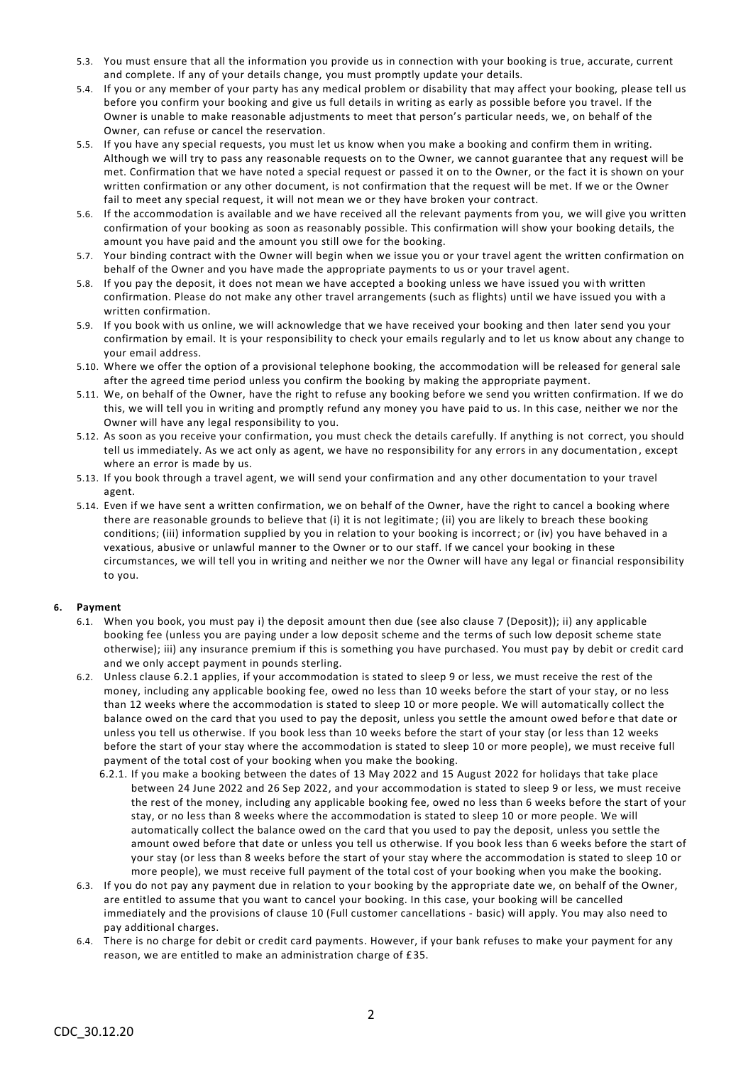5.3. You must ensure that all the information you provide us in connection with your booking is true, accurate, current and complete. If any of your details change, you must promptly update your details.

5.4. If you or any member of your party has any medical problem or disability that may affect your booking, please tell us before you confirm your booking and give us full details in writing as early as possible before you travel. If the Owner is unable to make reasonable adjustments to meet that person's particular needs, we, on behalf of the Owner, can refuse or cancel the reservation.

5.5. If you have any special requests, you must let us know when you make a booking and confirm them in writing. Although we will try to pass any reasonable requests on to the Owner, we cannot guarantee that any request will be met. Confirmation that we have noted a special request or passed it on to the Owner, or the fact it is shown on your written confirmation or any other document, is not confirmation that the request will be met. If we or the Owner fail to meet any special request, it will not mean we or they have broken your contract.

5.6. If the accommodation is available and we have received all the relevant payments from you, we will give you written confirmation of your booking as soon as reasonably possible. This confirmation will show your booking details, the amount you have paid and the amount you still owe for the booking.

5.7. Your binding contract with the Owner will begin when we issue you or your travel agent the written confirmation on behalf of the Owner and you have made the appropriate payments to us or your travel agent.

5.8. If you pay the deposit, it does not mean we have accepted a booking unless we have issued you with written confirmation. Please do not make any other travel arrangements (such as flights) until we have issued you with a written confirmation.

5.9. If you book with us online, we will acknowledge that we have received your booking and then later send you your confirmation by email. It is your responsibility to check your emails regularly and to let us know about any change to your email address.

5.10. Where we offer the option of a provisional telephone booking, the accommodation will be released for general sale after the agreed time period unless you confirm the booking by making the appropriate payment.

5.11. We, on behalf of the Owner, have the right to refuse any booking before we send you written confirmation. If we do this, we will tell you in writing and promptly refund any money you have paid to us. In this case, neither we nor the Owner will have any legal responsibility to you.

5.12. As soon as you receive your confirmation, you must check the details carefully. If anything is not correct, you should tell us immediately. As we act only as agent, we have no responsibility for any errors in any documentation, except where an error is made by us.

5.13. If you book through a travel agent, we will send your confirmation and any other documentation to your travel agent.

5.14. Even if we have sent a written confirmation, we on behalf of the Owner, have the right to cancel a booking where there are reasonable grounds to believe that (i) it is not legitimate; (ii) you are likely to breach these booking conditions; (iii) information supplied by you in relation to your booking is incorrect; or (iv) you have behaved in a vexatious, abusive or unlawful manner to the Owner or to our staff. If we cancel your booking in these circumstances, we will tell you in writing and neither we nor the Owner will have any legal or financial responsibility to you.

## 6. Payment

6.1. When you book, you must pay i) the deposit amount then due (see also clause 7 (Deposit)); ii) any applicable booking fee (unless you are paying under a low deposit scheme and the terms of such low deposit scheme state otherwise); iii) any insurance premium if this is something you have purchased. You must pay by debit or credit card and we only accept payment in pounds sterling.

6.2. Unless clause 6.2.1 applies, if your accommodation is stated to sleep 9 or less, we must receive the rest of the money, including any applicable booking fee, owed no less than 10 weeks before the start of your stay, or no less than 12 weeks where the accommodation is stated to sleep 10 or more people. We will automatically collect the balance owed on the card that you used to pay the deposit, unless you settle the amount owed before that date or unless you tell us otherwise. If you book less than 10 weeks before the start of your stay (or less than 12 weeks before the start of your stay where the accommodation is stated to sleep 10 or more people), we must receive full payment of the total cost of your booking when you make the booking.

6.2.1. If you make a booking between the dates of 13 May 2022 and 15 August 2022 for holidays that take place between 24 June 2022 and 26 Sep 2022, and your accommodation is stated to sleep 9 or less, we must receive the rest of the money, including any applicable booking fee, owed no less than 6 weeks before the start of your stay, or no less than 8 weeks where the accommodation is stated to sleep 10 or more people. We will automatically collect the balance owed on the card that you used to pay the deposit, unless you settle the amount owed before that date or unless you tell us otherwise. If you book less than 6 weeks before the start of your stay (or less than 8 weeks before the start of your stay where the accommodation is stated to sleep 10 or more people), we must receive full payment of the total cost of your booking when you make the booking.

6.3. If you do not pay any payment due in relation to your booking by the appropriate date we, on behalf of the Owner, are entitled to assume that you want to cancel your booking. In this case, your booking will be cancelled immediately and the provisions of clause 10 (Full customer cancellations - basic) will apply. You may also need to pay additional charges.

6.4. There is no charge for debit or credit card payments. However, if your bank refuses to make your payment for any reason, we are entitled to make an administration charge of £35.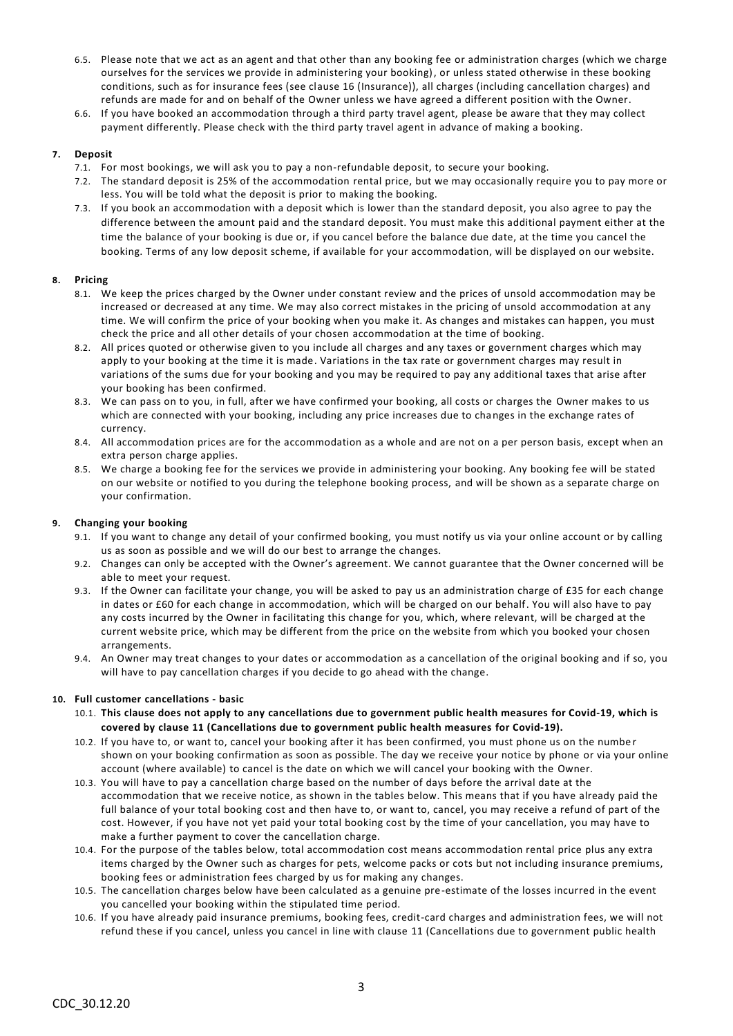6.5. Please note that we act as an agent and that other than any booking fee or administration charges (which we charge ourselves for the services we provide in administering your booking), or unless stated otherwise in these booking conditions, such as for insurance fees (see clause 16 (Insurance)), all charges (including cancellation charges) and refunds are made for and on behalf of the Owner unless we have agreed a different position with the Owner.

6.6. If you have booked an accommodation through a third party travel agent, please be aware that they may collect payment differently. Please check with the third party travel agent in advance of making a booking.

**7. Deposit**

7.1. For most bookings, we will ask you to pay a non-refundable deposit, to secure your booking.

7.2. The standard deposit is 25% of the accommodation rental price, but we may occasionally require you to pay more or less. You will be told what the deposit is prior to making the booking.

7.3. If you book an accommodation with a deposit which is lower than the standard deposit, you also agree to pay the difference between the amount paid and the standard deposit. You must make this additional payment either at the time the balance of your booking is due or, if you cancel before the balance due date, at the time you cancel the booking. Terms of any low deposit scheme, if available for your accommodation, will be displayed on our website.

**8. Pricing**

8.1. We keep the prices charged by the Owner under constant review and the prices of unsold accommodation may be increased or decreased at any time. We may also correct mistakes in the pricing of unsold accommodation at any time. We will confirm the price of your booking when you make it. As changes and mistakes can happen, you must check the price and all other details of your chosen accommodation at the time of booking.

8.2. All prices quoted or otherwise given to you include all charges and any taxes or government charges which may apply to your booking at the time it is made. Variations in the tax rate or government charges may result in variations of the sums due for your booking and you may be required to pay any additional taxes that arise after your booking has been confirmed.

8.3. We can pass on to you, in full, after we have confirmed your booking, all costs or charges the Owner makes to us which are connected with your booking, including any price increases due to changes in the exchange rates of currency.

8.4. All accommodation prices are for the accommodation as a whole and are not on a per person basis, except when an extra person charge applies.

8.5. We charge a booking fee for the services we provide in administering your booking. Any booking fee will be stated on our website or notified to you during the telephone booking process, and will be shown as a separate charge on your confirmation.

**9. Changing your booking**

9.1. If you want to change any detail of your confirmed booking, you must notify us via your online account or by calling us as soon as possible and we will do our best to arrange the changes.

9.2. Changes can only be accepted with the Owner's agreement. We cannot guarantee that the Owner concerned will be able to meet your request.

9.3. If the Owner can facilitate your change, you will be asked to pay us an administration charge of £35 for each change in dates or £60 for each change in accommodation, which will be charged on our behalf. You will also have to pay any costs incurred by the Owner in facilitating this change for you, which, where relevant, will be charged at the current website price, which may be different from the price on the website from which you booked your chosen arrangements.

9.4. An Owner may treat changes to your dates or accommodation as a cancellation of the original booking and if so, you will have to pay cancellation charges if you decide to go ahead with the change.

**10. Full customer cancellations - basic**

10.1. **This clause does not apply to any cancellations due to government public health measures for Covid-19, which is covered by clause 11 (Cancellations due to government public health measures for Covid-19).**

10.2. If you have to, or want to, cancel your booking after it has been confirmed, you must phone us on the number shown on your booking confirmation as soon as possible. The day we receive your notice by phone or via your online account (where available) to cancel is the date on which we will cancel your booking with the Owner.

10.3. You will have to pay a cancellation charge based on the number of days before the arrival date at the accommodation that we receive notice, as shown in the tables below. This means that if you have already paid the full balance of your total booking cost and then have to, or want to, cancel, you may receive a refund of part of the cost. However, if you have not yet paid your total booking cost by the time of your cancellation, you may have to make a further payment to cover the cancellation charge.

10.4. For the purpose of the tables below, total accommodation cost means accommodation rental price plus any extra items charged by the Owner such as charges for pets, welcome packs or cots but not including insurance premiums, booking fees or administration fees charged by us for making any changes.

10.5. The cancellation charges below have been calculated as a genuine pre-estimate of the losses incurred in the event you cancelled your booking within the stipulated time period.

10.6. If you have already paid insurance premiums, booking fees, credit-card charges and administration fees, we will not refund these if you cancel, unless you cancel in line with clause 11 (Cancellations due to government public health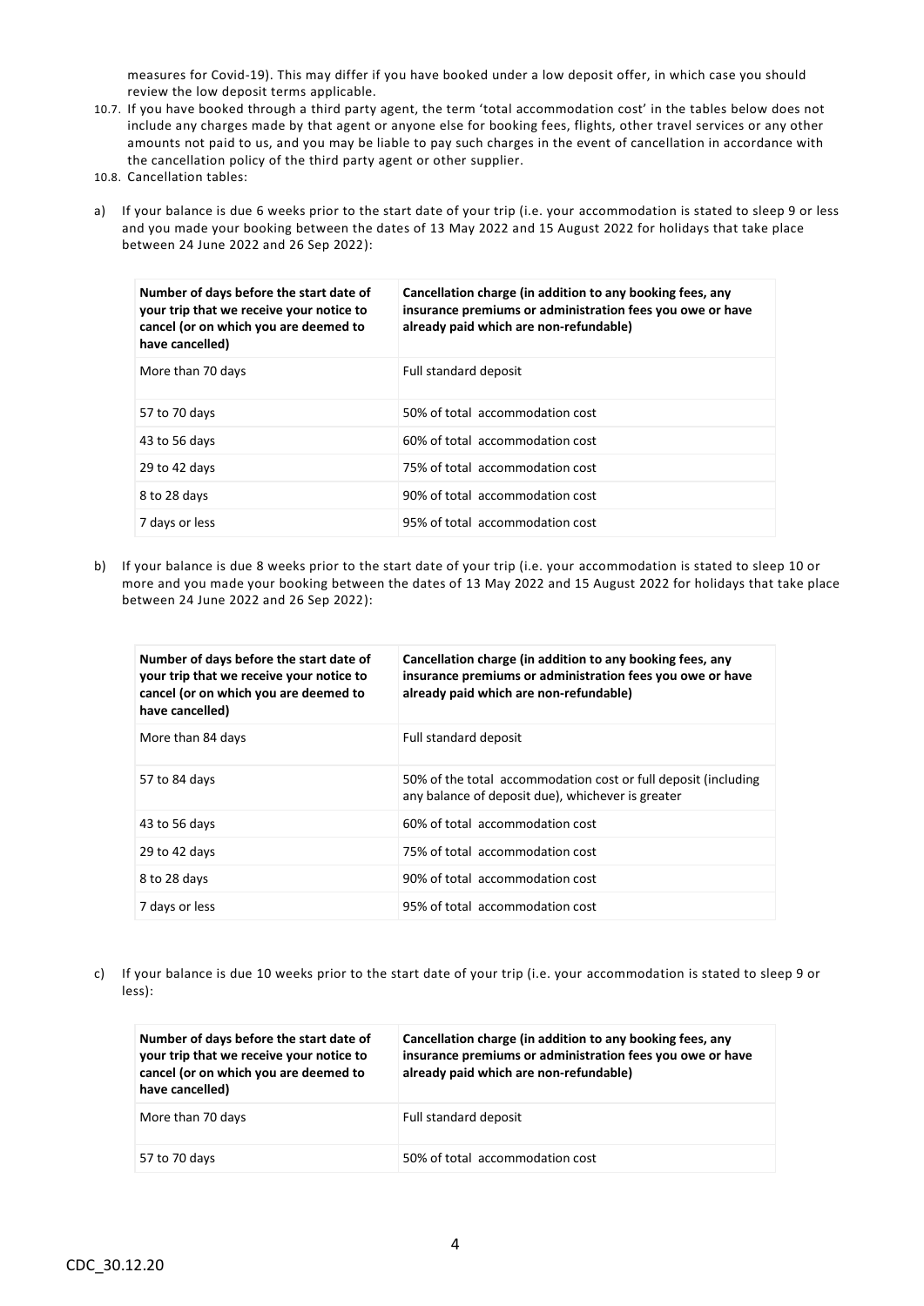measures for Covid-19). This may differ if you have booked under a low deposit offer, in which case you should review the low deposit terms applicable.

10.7. If you have booked through a third party agent, the term 'total accommodation cost' in the tables below does not include any charges made by that agent or anyone else for booking fees, flights, other travel services or any other amounts not paid to us, and you may be liable to pay such charges in the event of cancellation in accordance with the cancellation policy of the third party agent or other supplier.

10.8. Cancellation tables:

a) If your balance is due 6 weeks prior to the start date of your trip (i.e. your accommodation is stated to sleep 9 or less and you made your booking between the dates of 13 May 2022 and 15 August 2022 for holidays that take place between 24 June 2022 and 26 Sep 2022):

| **Number of days before the start date of your trip that we receive your notice to cancel (or on which you are deemed to have cancelled)** | **Cancellation charge (in addition to any booking fees, any insurance premiums or administration fees you owe or have already paid which are non-refundable)** |
|---|---|
| More than 70 days | Full standard deposit |
| 57 to 70 days | 50% of total accommodation cost |
| 43 to 56 days | 60% of total accommodation cost |
| 29 to 42 days | 75% of total accommodation cost |
| 8 to 28 days | 90% of total accommodation cost |
| 7 days or less | 95% of total accommodation cost |

b) If your balance is due 8 weeks prior to the start date of your trip (i.e. your accommodation is stated to sleep 10 or more and you made your booking between the dates of 13 May 2022 and 15 August 2022 for holidays that take place between 24 June 2022 and 26 Sep 2022):

| **Number of days before the start date of your trip that we receive your notice to cancel (or on which you are deemed to have cancelled)** | **Cancellation charge (in addition to any booking fees, any insurance premiums or administration fees you owe or have already paid which are non-refundable)** |
|---|---|
| More than 84 days | Full standard deposit |
| 57 to 84 days | 50% of the total accommodation cost or full deposit (including any balance of deposit due), whichever is greater |
| 43 to 56 days | 60% of total accommodation cost |
| 29 to 42 days | 75% of total accommodation cost |
| 8 to 28 days | 90% of total accommodation cost |
| 7 days or less | 95% of total accommodation cost |

c) If your balance is due 10 weeks prior to the start date of your trip (i.e. your accommodation is stated to sleep 9 or less):

| **Number of days before the start date of your trip that we receive your notice to cancel (or on which you are deemed to have cancelled)** | **Cancellation charge (in addition to any booking fees, any insurance premiums or administration fees you owe or have already paid which are non-refundable)** |
|---|---|
| More than 70 days | Full standard deposit |
| 57 to 70 days | 50% of total accommodation cost |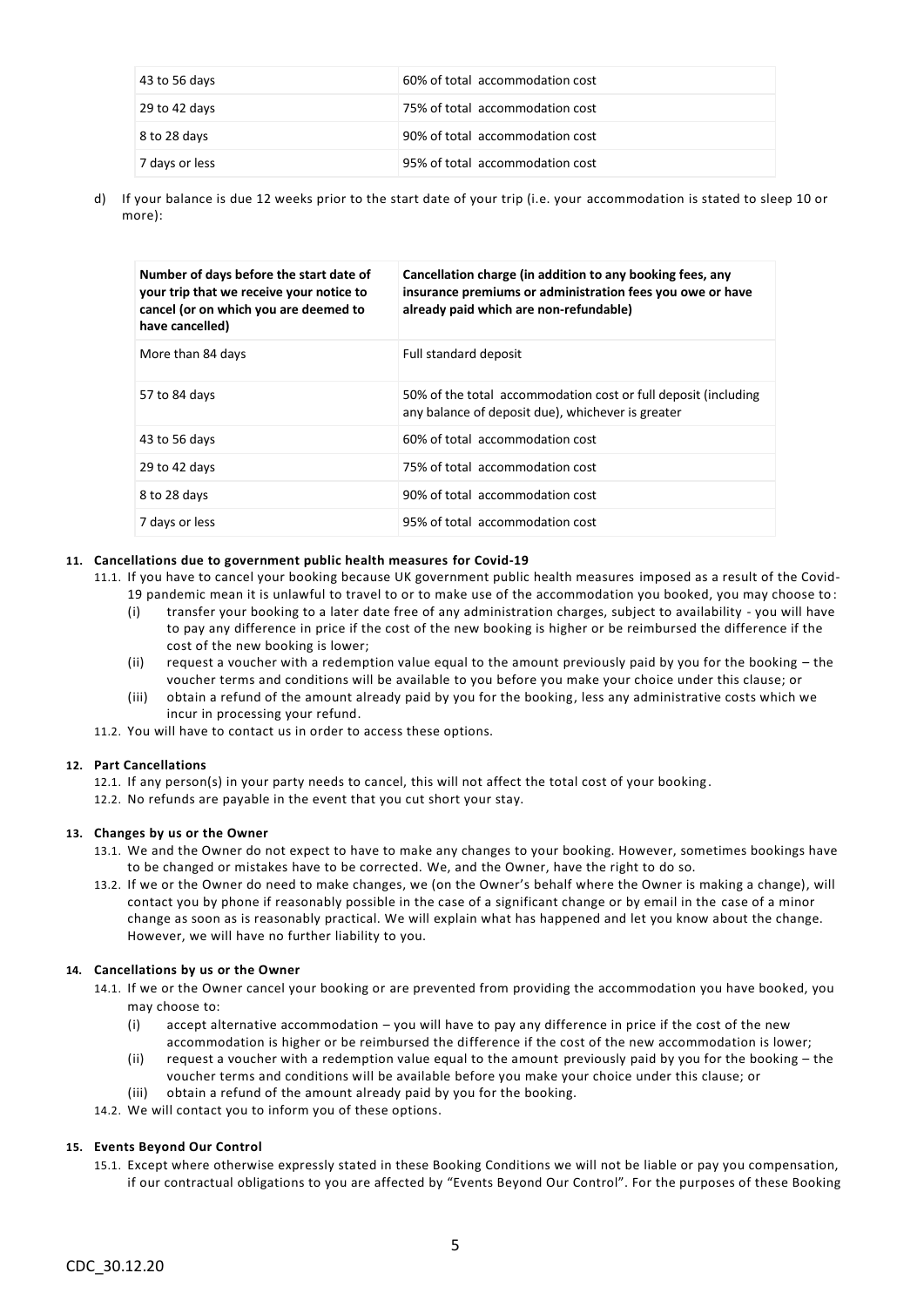| | |
|---|---|
| 43 to 56 days | 60% of total accommodation cost |
| 29 to 42 days | 75% of total accommodation cost |
| 8 to 28 days | 90% of total accommodation cost |
| 7 days or less | 95% of total accommodation cost |

d) If your balance is due 12 weeks prior to the start date of your trip (i.e. your accommodation is stated to sleep 10 or more):

| Number of days before the start date of your trip that we receive your notice to cancel (or on which you are deemed to have cancelled) | Cancellation charge (in addition to any booking fees, any insurance premiums or administration fees you owe or have already paid which are non-refundable) |
|---|---|
| More than 84 days | Full standard deposit |
| 57 to 84 days | 50% of the total accommodation cost or full deposit (including any balance of deposit due), whichever is greater |
| 43 to 56 days | 60% of total accommodation cost |
| 29 to 42 days | 75% of total accommodation cost |
| 8 to 28 days | 90% of total accommodation cost |
| 7 days or less | 95% of total accommodation cost |

**11. Cancellations due to government public health measures for Covid-19**

11.1. If you have to cancel your booking because UK government public health measures imposed as a result of the Covid-19 pandemic mean it is unlawful to travel to or to make use of the accommodation you booked, you may choose to:

(i) transfer your booking to a later date free of any administration charges, subject to availability - you will have to pay any difference in price if the cost of the new booking is higher or be reimbursed the difference if the cost of the new booking is lower;

(ii) request a voucher with a redemption value equal to the amount previously paid by you for the booking – the voucher terms and conditions will be available to you before you make your choice under this clause; or

(iii) obtain a refund of the amount already paid by you for the booking, less any administrative costs which we incur in processing your refund.

11.2. You will have to contact us in order to access these options.

**12. Part Cancellations**

12.1. If any person(s) in your party needs to cancel, this will not affect the total cost of your booking.

12.2. No refunds are payable in the event that you cut short your stay.

**13. Changes by us or the Owner**

13.1. We and the Owner do not expect to have to make any changes to your booking. However, sometimes bookings have to be changed or mistakes have to be corrected. We, and the Owner, have the right to do so.

13.2. If we or the Owner do need to make changes, we (on the Owner's behalf where the Owner is making a change), will contact you by phone if reasonably possible in the case of a significant change or by email in the case of a minor change as soon as is reasonably practical. We will explain what has happened and let you know about the change. However, we will have no further liability to you.

**14. Cancellations by us or the Owner**

14.1. If we or the Owner cancel your booking or are prevented from providing the accommodation you have booked, you may choose to:

(i) accept alternative accommodation – you will have to pay any difference in price if the cost of the new accommodation is higher or be reimbursed the difference if the cost of the new accommodation is lower;

(ii) request a voucher with a redemption value equal to the amount previously paid by you for the booking – the voucher terms and conditions will be available before you make your choice under this clause; or

(iii) obtain a refund of the amount already paid by you for the booking.

14.2. We will contact you to inform you of these options.

**15. Events Beyond Our Control**

15.1. Except where otherwise expressly stated in these Booking Conditions we will not be liable or pay you compensation, if our contractual obligations to you are affected by "Events Beyond Our Control". For the purposes of these Booking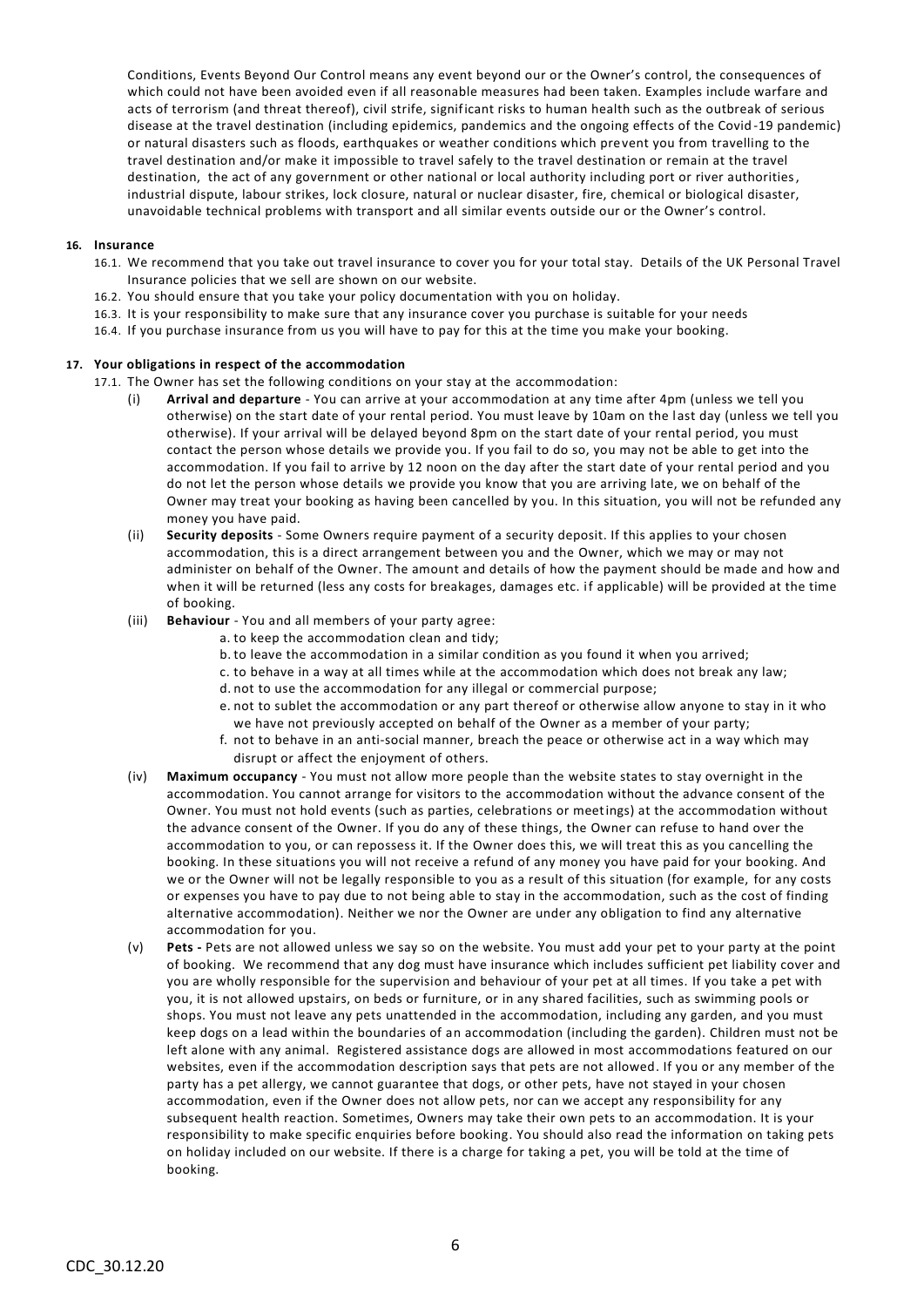Conditions, Events Beyond Our Control means any event beyond our or the Owner's control, the consequences of which could not have been avoided even if all reasonable measures had been taken. Examples include warfare and acts of terrorism (and threat thereof), civil strife, significant risks to human health such as the outbreak of serious disease at the travel destination (including epidemics, pandemics and the ongoing effects of the Covid-19 pandemic) or natural disasters such as floods, earthquakes or weather conditions which prevent you from travelling to the travel destination and/or make it impossible to travel safely to the travel destination or remain at the travel destination, the act of any government or other national or local authority including port or river authorities, industrial dispute, labour strikes, lock closure, natural or nuclear disaster, fire, chemical or biological disaster, unavoidable technical problems with transport and all similar events outside our or the Owner's control.

**16. Insurance**

16.1. We recommend that you take out travel insurance to cover you for your total stay. Details of the UK Personal Travel Insurance policies that we sell are shown on our website.

16.2. You should ensure that you take your policy documentation with you on holiday.

16.3. It is your responsibility to make sure that any insurance cover you purchase is suitable for your needs

16.4. If you purchase insurance from us you will have to pay for this at the time you make your booking.

**17. Your obligations in respect of the accommodation**

17.1. The Owner has set the following conditions on your stay at the accommodation:

(i) **Arrival and departure** - You can arrive at your accommodation at any time after 4pm (unless we tell you otherwise) on the start date of your rental period. You must leave by 10am on the last day (unless we tell you otherwise). If your arrival will be delayed beyond 8pm on the start date of your rental period, you must contact the person whose details we provide you. If you fail to do so, you may not be able to get into the accommodation. If you fail to arrive by 12 noon on the day after the start date of your rental period and you do not let the person whose details we provide you know that you are arriving late, we on behalf of the Owner may treat your booking as having been cancelled by you. In this situation, you will not be refunded any money you have paid.

(ii) **Security deposits** - Some Owners require payment of a security deposit. If this applies to your chosen accommodation, this is a direct arrangement between you and the Owner, which we may or may not administer on behalf of the Owner. The amount and details of how the payment should be made and how and when it will be returned (less any costs for breakages, damages etc. if applicable) will be provided at the time of booking.

(iii) **Behaviour** - You and all members of your party agree:

a. to keep the accommodation clean and tidy;
b. to leave the accommodation in a similar condition as you found it when you arrived;
c. to behave in a way at all times while at the accommodation which does not break any law;
d. not to use the accommodation for any illegal or commercial purpose;
e. not to sublet the accommodation or any part thereof or otherwise allow anyone to stay in it who we have not previously accepted on behalf of the Owner as a member of your party;
f. not to behave in an anti-social manner, breach the peace or otherwise act in a way which may disrupt or affect the enjoyment of others.

(iv) **Maximum occupancy** - You must not allow more people than the website states to stay overnight in the accommodation. You cannot arrange for visitors to the accommodation without the advance consent of the Owner. You must not hold events (such as parties, celebrations or meetings) at the accommodation without the advance consent of the Owner. If you do any of these things, the Owner can refuse to hand over the accommodation to you, or can repossess it. If the Owner does this, we will treat this as you cancelling the booking. In these situations you will not receive a refund of any money you have paid for your booking. And we or the Owner will not be legally responsible to you as a result of this situation (for example, for any costs or expenses you have to pay due to not being able to stay in the accommodation, such as the cost of finding alternative accommodation). Neither we nor the Owner are under any obligation to find any alternative accommodation for you.

(v) **Pets -** Pets are not allowed unless we say so on the website. You must add your pet to your party at the point of booking. We recommend that any dog must have insurance which includes sufficient pet liability cover and you are wholly responsible for the supervision and behaviour of your pet at all times. If you take a pet with you, it is not allowed upstairs, on beds or furniture, or in any shared facilities, such as swimming pools or shops. You must not leave any pets unattended in the accommodation, including any garden, and you must keep dogs on a lead within the boundaries of an accommodation (including the garden). Children must not be left alone with any animal. Registered assistance dogs are allowed in most accommodations featured on our websites, even if the accommodation description says that pets are not allowed. If you or any member of the party has a pet allergy, we cannot guarantee that dogs, or other pets, have not stayed in your chosen accommodation, even if the Owner does not allow pets, nor can we accept any responsibility for any subsequent health reaction. Sometimes, Owners may take their own pets to an accommodation. It is your responsibility to make specific enquiries before booking. You should also read the information on taking pets on holiday included on our website. If there is a charge for taking a pet, you will be told at the time of booking.

CDC_30.12.20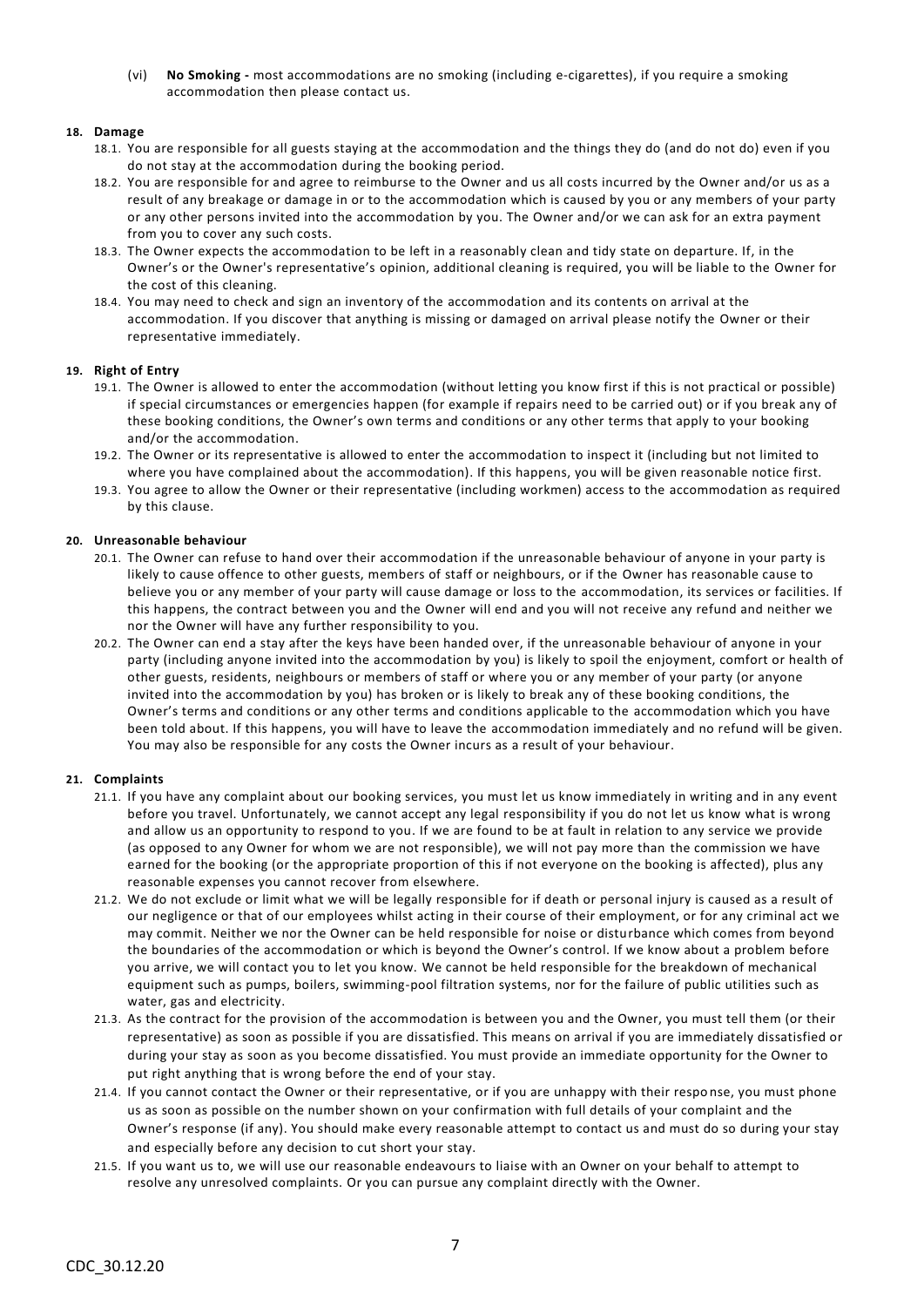(vi) **No Smoking -** most accommodations are no smoking (including e-cigarettes), if you require a smoking accommodation then please contact us.

**18. Damage**

18.1. You are responsible for all guests staying at the accommodation and the things they do (and do not do) even if you do not stay at the accommodation during the booking period.

18.2. You are responsible for and agree to reimburse to the Owner and us all costs incurred by the Owner and/or us as a result of any breakage or damage in or to the accommodation which is caused by you or any members of your party or any other persons invited into the accommodation by you. The Owner and/or we can ask for an extra payment from you to cover any such costs.

18.3. The Owner expects the accommodation to be left in a reasonably clean and tidy state on departure. If, in the Owner's or the Owner's representative's opinion, additional cleaning is required, you will be liable to the Owner for the cost of this cleaning.

18.4. You may need to check and sign an inventory of the accommodation and its contents on arrival at the accommodation. If you discover that anything is missing or damaged on arrival please notify the Owner or their representative immediately.

**19. Right of Entry**

19.1. The Owner is allowed to enter the accommodation (without letting you know first if this is not practical or possible) if special circumstances or emergencies happen (for example if repairs need to be carried out) or if you break any of these booking conditions, the Owner's own terms and conditions or any other terms that apply to your booking and/or the accommodation.

19.2. The Owner or its representative is allowed to enter the accommodation to inspect it (including but not limited to where you have complained about the accommodation). If this happens, you will be given reasonable notice first.

19.3. You agree to allow the Owner or their representative (including workmen) access to the accommodation as required by this clause.

**20. Unreasonable behaviour**

20.1. The Owner can refuse to hand over their accommodation if the unreasonable behaviour of anyone in your party is likely to cause offence to other guests, members of staff or neighbours, or if the Owner has reasonable cause to believe you or any member of your party will cause damage or loss to the accommodation, its services or facilities. If this happens, the contract between you and the Owner will end and you will not receive any refund and neither we nor the Owner will have any further responsibility to you.

20.2. The Owner can end a stay after the keys have been handed over, if the unreasonable behaviour of anyone in your party (including anyone invited into the accommodation by you) is likely to spoil the enjoyment, comfort or health of other guests, residents, neighbours or members of staff or where you or any member of your party (or anyone invited into the accommodation by you) has broken or is likely to break any of these booking conditions, the Owner's terms and conditions or any other terms and conditions applicable to the accommodation which you have been told about. If this happens, you will have to leave the accommodation immediately and no refund will be given. You may also be responsible for any costs the Owner incurs as a result of your behaviour.

**21. Complaints**

21.1. If you have any complaint about our booking services, you must let us know immediately in writing and in any event before you travel. Unfortunately, we cannot accept any legal responsibility if you do not let us know what is wrong and allow us an opportunity to respond to you. If we are found to be at fault in relation to any service we provide (as opposed to any Owner for whom we are not responsible), we will not pay more than the commission we have earned for the booking (or the appropriate proportion of this if not everyone on the booking is affected), plus any reasonable expenses you cannot recover from elsewhere.

21.2. We do not exclude or limit what we will be legally responsible for if death or personal injury is caused as a result of our negligence or that of our employees whilst acting in their course of their employment, or for any criminal act we may commit. Neither we nor the Owner can be held responsible for noise or disturbance which comes from beyond the boundaries of the accommodation or which is beyond the Owner's control. If we know about a problem before you arrive, we will contact you to let you know. We cannot be held responsible for the breakdown of mechanical equipment such as pumps, boilers, swimming-pool filtration systems, nor for the failure of public utilities such as water, gas and electricity.

21.3. As the contract for the provision of the accommodation is between you and the Owner, you must tell them (or their representative) as soon as possible if you are dissatisfied. This means on arrival if you are immediately dissatisfied or during your stay as soon as you become dissatisfied. You must provide an immediate opportunity for the Owner to put right anything that is wrong before the end of your stay.

21.4. If you cannot contact the Owner or their representative, or if you are unhappy with their response, you must phone us as soon as possible on the number shown on your confirmation with full details of your complaint and the Owner's response (if any). You should make every reasonable attempt to contact us and must do so during your stay and especially before any decision to cut short your stay.

21.5. If you want us to, we will use our reasonable endeavours to liaise with an Owner on your behalf to attempt to resolve any unresolved complaints. Or you can pursue any complaint directly with the Owner.

CDC_30.12.20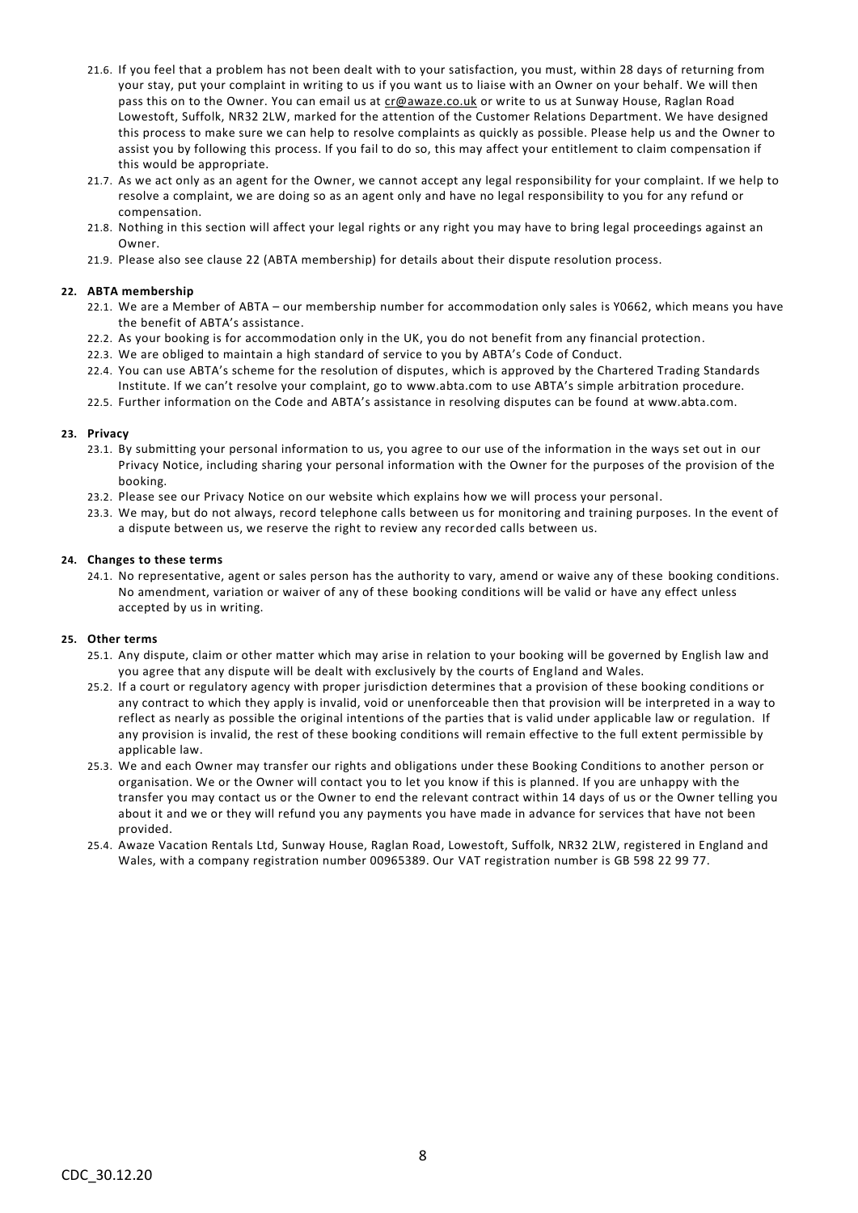21.6. If you feel that a problem has not been dealt with to your satisfaction, you must, within 28 days of returning from your stay, put your complaint in writing to us if you want us to liaise with an Owner on your behalf. We will then pass this on to the Owner. You can email us at cr@awaze.co.uk or write to us at Sunway House, Raglan Road Lowestoft, Suffolk, NR32 2LW, marked for the attention of the Customer Relations Department. We have designed this process to make sure we can help to resolve complaints as quickly as possible. Please help us and the Owner to assist you by following this process. If you fail to do so, this may affect your entitlement to claim compensation if this would be appropriate.

21.7. As we act only as an agent for the Owner, we cannot accept any legal responsibility for your complaint. If we help to resolve a complaint, we are doing so as an agent only and have no legal responsibility to you for any refund or compensation.

21.8. Nothing in this section will affect your legal rights or any right you may have to bring legal proceedings against an Owner.

21.9. Please also see clause 22 (ABTA membership) for details about their dispute resolution process.

**22. ABTA membership**

22.1. We are a Member of ABTA – our membership number for accommodation only sales is Y0662, which means you have the benefit of ABTA's assistance.

22.2. As your booking is for accommodation only in the UK, you do not benefit from any financial protection.

22.3. We are obliged to maintain a high standard of service to you by ABTA's Code of Conduct.

22.4. You can use ABTA's scheme for the resolution of disputes, which is approved by the Chartered Trading Standards Institute. If we can't resolve your complaint, go to www.abta.com to use ABTA's simple arbitration procedure.

22.5. Further information on the Code and ABTA's assistance in resolving disputes can be found at www.abta.com.

**23. Privacy**

23.1. By submitting your personal information to us, you agree to our use of the information in the ways set out in our Privacy Notice, including sharing your personal information with the Owner for the purposes of the provision of the booking.

23.2. Please see our Privacy Notice on our website which explains how we will process your personal.

23.3. We may, but do not always, record telephone calls between us for monitoring and training purposes. In the event of a dispute between us, we reserve the right to review any recorded calls between us.

**24. Changes to these terms**

24.1. No representative, agent or sales person has the authority to vary, amend or waive any of these booking conditions. No amendment, variation or waiver of any of these booking conditions will be valid or have any effect unless accepted by us in writing.

**25. Other terms**

25.1. Any dispute, claim or other matter which may arise in relation to your booking will be governed by English law and you agree that any dispute will be dealt with exclusively by the courts of England and Wales.

25.2. If a court or regulatory agency with proper jurisdiction determines that a provision of these booking conditions or any contract to which they apply is invalid, void or unenforceable then that provision will be interpreted in a way to reflect as nearly as possible the original intentions of the parties that is valid under applicable law or regulation. If any provision is invalid, the rest of these booking conditions will remain effective to the full extent permissible by applicable law.

25.3. We and each Owner may transfer our rights and obligations under these Booking Conditions to another person or organisation. We or the Owner will contact you to let you know if this is planned. If you are unhappy with the transfer you may contact us or the Owner to end the relevant contract within 14 days of us or the Owner telling you about it and we or they will refund you any payments you have made in advance for services that have not been provided.

25.4. Awaze Vacation Rentals Ltd, Sunway House, Raglan Road, Lowestoft, Suffolk, NR32 2LW, registered in England and Wales, with a company registration number 00965389. Our VAT registration number is GB 598 22 99 77.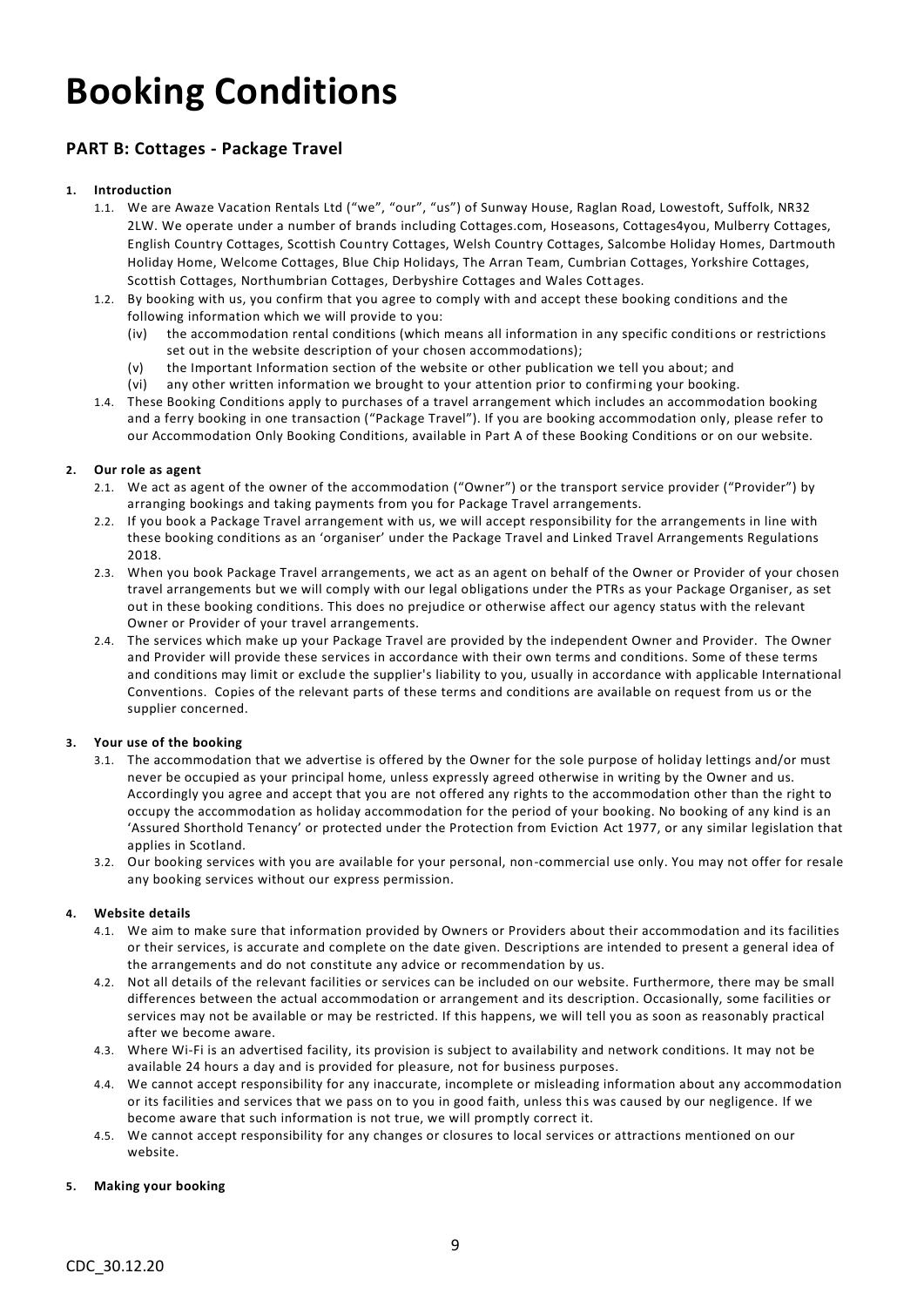# Booking Conditions

## PART B: Cottages - Package Travel

1. **Introduction**
   1.1. We are Awaze Vacation Rentals Ltd ("we", "our", "us") of Sunway House, Raglan Road, Lowestoft, Suffolk, NR32 2LW. We operate under a number of brands including Cottages.com, Hoseasons, Cottages4you, Mulberry Cottages, English Country Cottages, Scottish Country Cottages, Welsh Country Cottages, Salcombe Holiday Homes, Dartmouth Holiday Home, Welcome Cottages, Blue Chip Holidays, The Arran Team, Cumbrian Cottages, Yorkshire Cottages, Scottish Cottages, Northumbrian Cottages, Derbyshire Cottages and Wales Cottages.

   1.2. By booking with us, you confirm that you agree to comply with and accept these booking conditions and the following information which we will provide to you:
   (iv) the accommodation rental conditions (which means all information in any specific conditions or restrictions set out in the website description of your chosen accommodations);
   (v) the Important Information section of the website or other publication we tell you about; and
   (vi) any other written information we brought to your attention prior to confirming your booking.

   1.4. These Booking Conditions apply to purchases of a travel arrangement which includes an accommodation booking and a ferry booking in one transaction ("Package Travel"). If you are booking accommodation only, please refer to our Accommodation Only Booking Conditions, available in Part A of these Booking Conditions or on our website.

2. **Our role as agent**
   2.1. We act as agent of the owner of the accommodation ("Owner") or the transport service provider ("Provider") by arranging bookings and taking payments from you for Package Travel arrangements.

   2.2. If you book a Package Travel arrangement with us, we will accept responsibility for the arrangements in line with these booking conditions as an 'organiser' under the Package Travel and Linked Travel Arrangements Regulations 2018.

   2.3. When you book Package Travel arrangements, we act as an agent on behalf of the Owner or Provider of your chosen travel arrangements but we will comply with our legal obligations under the PTRs as your Package Organiser, as set out in these booking conditions. This does no prejudice or otherwise affect our agency status with the relevant Owner or Provider of your travel arrangements.

   2.4. The services which make up your Package Travel are provided by the independent Owner and Provider. The Owner and Provider will provide these services in accordance with their own terms and conditions. Some of these terms and conditions may limit or exclude the supplier's liability to you, usually in accordance with applicable International Conventions. Copies of the relevant parts of these terms and conditions are available on request from us or the supplier concerned.

3. **Your use of the booking**
   3.1. The accommodation that we advertise is offered by the Owner for the sole purpose of holiday lettings and/or must never be occupied as your principal home, unless expressly agreed otherwise in writing by the Owner and us. Accordingly you agree and accept that you are not offered any rights to the accommodation other than the right to occupy the accommodation as holiday accommodation for the period of your booking. No booking of any kind is an 'Assured Shorthold Tenancy' or protected under the Protection from Eviction Act 1977, or any similar legislation that applies in Scotland.

   3.2. Our booking services with you are available for your personal, non-commercial use only. You may not offer for resale any booking services without our express permission.

4. **Website details**
   4.1. We aim to make sure that information provided by Owners or Providers about their accommodation and its facilities or their services, is accurate and complete on the date given. Descriptions are intended to present a general idea of the arrangements and do not constitute any advice or recommendation by us.

   4.2. Not all details of the relevant facilities or services can be included on our website. Furthermore, there may be small differences between the actual accommodation or arrangement and its description. Occasionally, some facilities or services may not be available or may be restricted. If this happens, we will tell you as soon as reasonably practical after we become aware.

   4.3. Where Wi-Fi is an advertised facility, its provision is subject to availability and network conditions. It may not be available 24 hours a day and is provided for pleasure, not for business purposes.

   4.4. We cannot accept responsibility for any inaccurate, incomplete or misleading information about any accommodation or its facilities and services that we pass on to you in good faith, unless this was caused by our negligence. If we become aware that such information is not true, we will promptly correct it.

   4.5. We cannot accept responsibility for any changes or closures to local services or attractions mentioned on our website.

5. **Making your booking**

CDC_30.12.20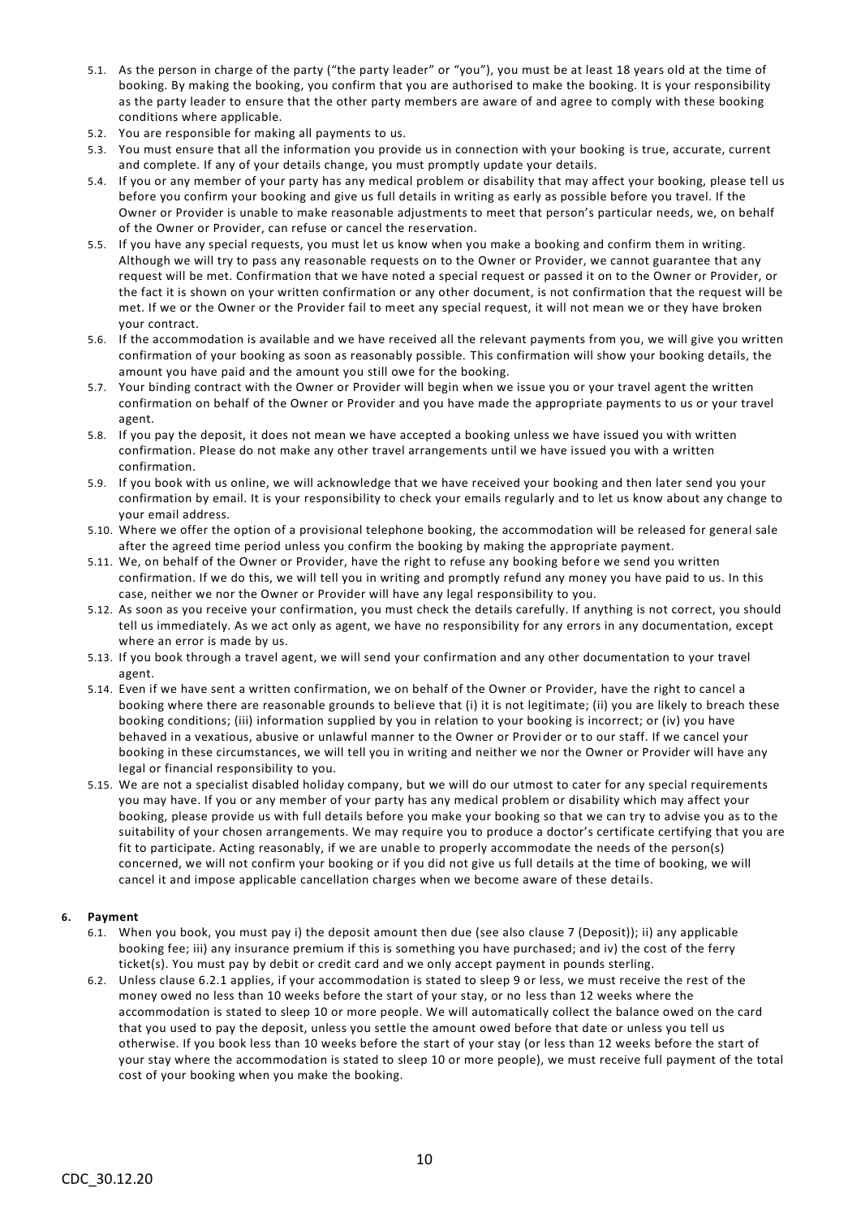5.1. As the person in charge of the party ("the party leader" or "you"), you must be at least 18 years old at the time of booking. By making the booking, you confirm that you are authorised to make the booking. It is your responsibility as the party leader to ensure that the other party members are aware of and agree to comply with these booking conditions where applicable.

5.2. You are responsible for making all payments to us.

5.3. You must ensure that all the information you provide us in connection with your booking is true, accurate, current and complete. If any of your details change, you must promptly update your details.

5.4. If you or any member of your party has any medical problem or disability that may affect your booking, please tell us before you confirm your booking and give us full details in writing as early as possible before you travel. If the Owner or Provider is unable to make reasonable adjustments to meet that person's particular needs, we, on behalf of the Owner or Provider, can refuse or cancel the reservation.

5.5. If you have any special requests, you must let us know when you make a booking and confirm them in writing. Although we will try to pass any reasonable requests on to the Owner or Provider, we cannot guarantee that any request will be met. Confirmation that we have noted a special request or passed it on to the Owner or Provider, or the fact it is shown on your written confirmation or any other document, is not confirmation that the request will be met. If we or the Owner or the Provider fail to meet any special request, it will not mean we or they have broken your contract.

5.6. If the accommodation is available and we have received all the relevant payments from you, we will give you written confirmation of your booking as soon as reasonably possible. This confirmation will show your booking details, the amount you have paid and the amount you still owe for the booking.

5.7. Your binding contract with the Owner or Provider will begin when we issue you or your travel agent the written confirmation on behalf of the Owner or Provider and you have made the appropriate payments to us or your travel agent.

5.8. If you pay the deposit, it does not mean we have accepted a booking unless we have issued you with written confirmation. Please do not make any other travel arrangements until we have issued you with a written confirmation.

5.9. If you book with us online, we will acknowledge that we have received your booking and then later send you your confirmation by email. It is your responsibility to check your emails regularly and to let us know about any change to your email address.

5.10. Where we offer the option of a provisional telephone booking, the accommodation will be released for general sale after the agreed time period unless you confirm the booking by making the appropriate payment.

5.11. We, on behalf of the Owner or Provider, have the right to refuse any booking before we send you written confirmation. If we do this, we will tell you in writing and promptly refund any money you have paid to us. In this case, neither we nor the Owner or Provider will have any legal responsibility to you.

5.12. As soon as you receive your confirmation, you must check the details carefully. If anything is not correct, you should tell us immediately. As we act only as agent, we have no responsibility for any errors in any documentation, except where an error is made by us.

5.13. If you book through a travel agent, we will send your confirmation and any other documentation to your travel agent.

5.14. Even if we have sent a written confirmation, we on behalf of the Owner or Provider, have the right to cancel a booking where there are reasonable grounds to believe that (i) it is not legitimate; (ii) you are likely to breach these booking conditions; (iii) information supplied by you in relation to your booking is incorrect; or (iv) you have behaved in a vexatious, abusive or unlawful manner to the Owner or Provider or to our staff. If we cancel your booking in these circumstances, we will tell you in writing and neither we nor the Owner or Provider will have any legal or financial responsibility to you.

5.15. We are not a specialist disabled holiday company, but we will do our utmost to cater for any special requirements you may have. If you or any member of your party has any medical problem or disability which may affect your booking, please provide us with full details before you make your booking so that we can try to advise you as to the suitability of your chosen arrangements. We may require you to produce a doctor's certificate certifying that you are fit to participate. Acting reasonably, if we are unable to properly accommodate the needs of the person(s) concerned, we will not confirm your booking or if you did not give us full details at the time of booking, we will cancel it and impose applicable cancellation charges when we become aware of these details.

**6. Payment**

6.1. When you book, you must pay i) the deposit amount then due (see also clause 7 (Deposit)); ii) any applicable booking fee; iii) any insurance premium if this is something you have purchased; and iv) the cost of the ferry ticket(s). You must pay by debit or credit card and we only accept payment in pounds sterling.

6.2. Unless clause 6.2.1 applies, if your accommodation is stated to sleep 9 or less, we must receive the rest of the money owed no less than 10 weeks before the start of your stay, or no less than 12 weeks where the accommodation is stated to sleep 10 or more people. We will automatically collect the balance owed on the card that you used to pay the deposit, unless you settle the amount owed before that date or unless you tell us otherwise. If you book less than 10 weeks before the start of your stay (or less than 12 weeks before the start of your stay where the accommodation is stated to sleep 10 or more people), we must receive full payment of the total cost of your booking when you make the booking.

CDC_30.12.20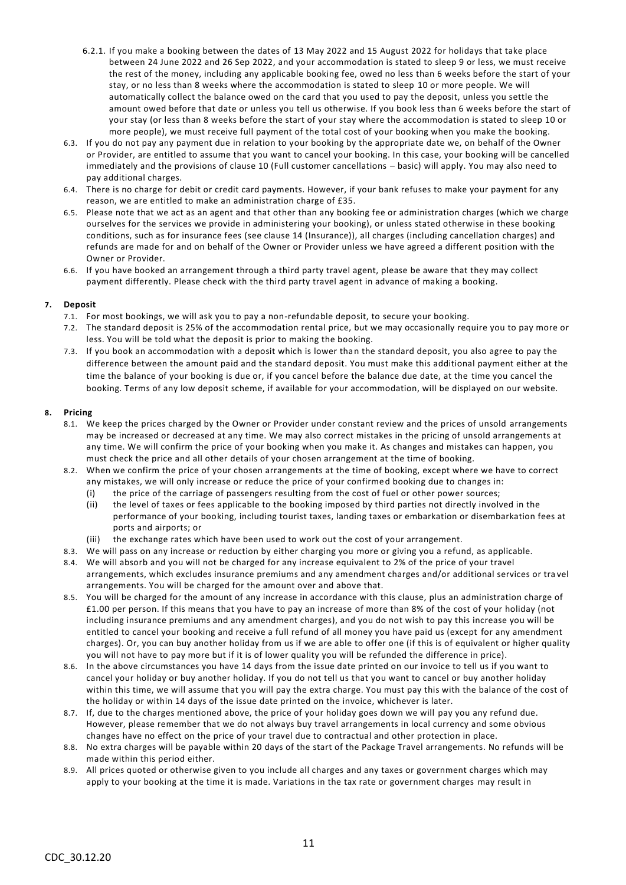6.2.1. If you make a booking between the dates of 13 May 2022 and 15 August 2022 for holidays that take place between 24 June 2022 and 26 Sep 2022, and your accommodation is stated to sleep 9 or less, we must receive the rest of the money, including any applicable booking fee, owed no less than 6 weeks before the start of your stay, or no less than 8 weeks where the accommodation is stated to sleep 10 or more people. We will automatically collect the balance owed on the card that you used to pay the deposit, unless you settle the amount owed before that date or unless you tell us otherwise. If you book less than 6 weeks before the start of your stay (or less than 8 weeks before the start of your stay where the accommodation is stated to sleep 10 or more people), we must receive full payment of the total cost of your booking when you make the booking.

6.3. If you do not pay any payment due in relation to your booking by the appropriate date we, on behalf of the Owner or Provider, are entitled to assume that you want to cancel your booking. In this case, your booking will be cancelled immediately and the provisions of clause 10 (Full customer cancellations – basic) will apply. You may also need to pay additional charges.

6.4. There is no charge for debit or credit card payments. However, if your bank refuses to make your payment for any reason, we are entitled to make an administration charge of £35.

6.5. Please note that we act as an agent and that other than any booking fee or administration charges (which we charge ourselves for the services we provide in administering your booking), or unless stated otherwise in these booking conditions, such as for insurance fees (see clause 14 (Insurance)), all charges (including cancellation charges) and refunds are made for and on behalf of the Owner or Provider unless we have agreed a different position with the Owner or Provider.

6.6. If you have booked an arrangement through a third party travel agent, please be aware that they may collect payment differently. Please check with the third party travel agent in advance of making a booking.

**7. Deposit**

7.1. For most bookings, we will ask you to pay a non-refundable deposit, to secure your booking.

7.2. The standard deposit is 25% of the accommodation rental price, but we may occasionally require you to pay more or less. You will be told what the deposit is prior to making the booking.

7.3. If you book an accommodation with a deposit which is lower than the standard deposit, you also agree to pay the difference between the amount paid and the standard deposit. You must make this additional payment either at the time the balance of your booking is due or, if you cancel before the balance due date, at the time you cancel the booking. Terms of any low deposit scheme, if available for your accommodation, will be displayed on our website.

**8. Pricing**

8.1. We keep the prices charged by the Owner or Provider under constant review and the prices of unsold arrangements may be increased or decreased at any time. We may also correct mistakes in the pricing of unsold arrangements at any time. We will confirm the price of your booking when you make it. As changes and mistakes can happen, you must check the price and all other details of your chosen arrangement at the time of booking.

8.2. When we confirm the price of your chosen arrangements at the time of booking, except where we have to correct any mistakes, we will only increase or reduce the price of your confirmed booking due to changes in:

(i) the price of the carriage of passengers resulting from the cost of fuel or other power sources;

(ii) the level of taxes or fees applicable to the booking imposed by third parties not directly involved in the performance of your booking, including tourist taxes, landing taxes or embarkation or disembarkation fees at ports and airports; or

(iii) the exchange rates which have been used to work out the cost of your arrangement.

8.3. We will pass on any increase or reduction by either charging you more or giving you a refund, as applicable.

8.4. We will absorb and you will not be charged for any increase equivalent to 2% of the price of your travel arrangements, which excludes insurance premiums and any amendment charges and/or additional services or travel arrangements. You will be charged for the amount over and above that.

8.5. You will be charged for the amount of any increase in accordance with this clause, plus an administration charge of £1.00 per person. If this means that you have to pay an increase of more than 8% of the cost of your holiday (not including insurance premiums and any amendment charges), and you do not wish to pay this increase you will be entitled to cancel your booking and receive a full refund of all money you have paid us (except for any amendment charges). Or, you can buy another holiday from us if we are able to offer one (if this is of equivalent or higher quality you will not have to pay more but if it is of lower quality you will be refunded the difference in price).

8.6. In the above circumstances you have 14 days from the issue date printed on our invoice to tell us if you want to cancel your holiday or buy another holiday. If you do not tell us that you want to cancel or buy another holiday within this time, we will assume that you will pay the extra charge. You must pay this with the balance of the cost of the holiday or within 14 days of the issue date printed on the invoice, whichever is later.

8.7. If, due to the charges mentioned above, the price of your holiday goes down we will pay you any refund due. However, please remember that we do not always buy travel arrangements in local currency and some obvious changes have no effect on the price of your travel due to contractual and other protection in place.

8.8. No extra charges will be payable within 20 days of the start of the Package Travel arrangements. No refunds will be made within this period either.

8.9. All prices quoted or otherwise given to you include all charges and any taxes or government charges which may apply to your booking at the time it is made. Variations in the tax rate or government charges may result in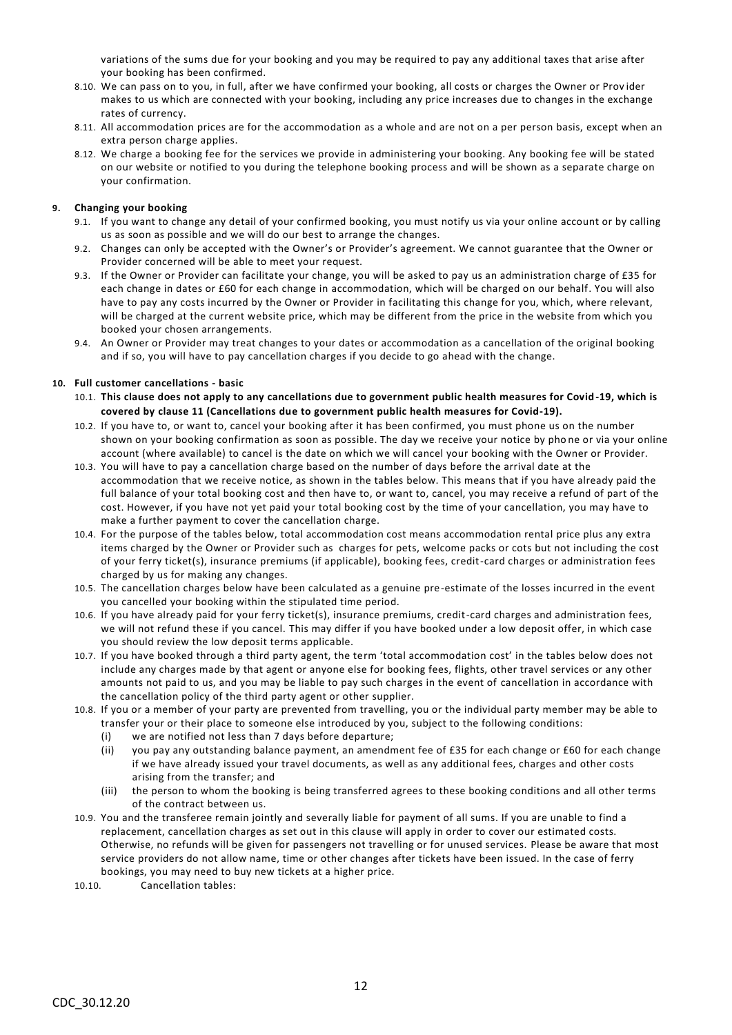variations of the sums due for your booking and you may be required to pay any additional taxes that arise after your booking has been confirmed.

8.10. We can pass on to you, in full, after we have confirmed your booking, all costs or charges the Owner or Provider makes to us which are connected with your booking, including any price increases due to changes in the exchange rates of currency.

8.11. All accommodation prices are for the accommodation as a whole and are not on a per person basis, except when an extra person charge applies.

8.12. We charge a booking fee for the services we provide in administering your booking. Any booking fee will be stated on our website or notified to you during the telephone booking process and will be shown as a separate charge on your confirmation.

**9. Changing your booking**

9.1. If you want to change any detail of your confirmed booking, you must notify us via your online account or by calling us as soon as possible and we will do our best to arrange the changes.

9.2. Changes can only be accepted with the Owner's or Provider's agreement. We cannot guarantee that the Owner or Provider concerned will be able to meet your request.

9.3. If the Owner or Provider can facilitate your change, you will be asked to pay us an administration charge of £35 for each change in dates or £60 for each change in accommodation, which will be charged on our behalf. You will also have to pay any costs incurred by the Owner or Provider in facilitating this change for you, which, where relevant, will be charged at the current website price, which may be different from the price in the website from which you booked your chosen arrangements.

9.4. An Owner or Provider may treat changes to your dates or accommodation as a cancellation of the original booking and if so, you will have to pay cancellation charges if you decide to go ahead with the change.

**10. Full customer cancellations - basic**

10.1. **This clause does not apply to any cancellations due to government public health measures for Covid-19, which is covered by clause 11 (Cancellations due to government public health measures for Covid-19).**

10.2. If you have to, or want to, cancel your booking after it has been confirmed, you must phone us on the number shown on your booking confirmation as soon as possible. The day we receive your notice by phone or via your online account (where available) to cancel is the date on which we will cancel your booking with the Owner or Provider.

10.3. You will have to pay a cancellation charge based on the number of days before the arrival date at the accommodation that we receive notice, as shown in the tables below. This means that if you have already paid the full balance of your total booking cost and then have to, or want to, cancel, you may receive a refund of part of the cost. However, if you have not yet paid your total booking cost by the time of your cancellation, you may have to make a further payment to cover the cancellation charge.

10.4. For the purpose of the tables below, total accommodation cost means accommodation rental price plus any extra items charged by the Owner or Provider such as charges for pets, welcome packs or cots but not including the cost of your ferry ticket(s), insurance premiums (if applicable), booking fees, credit-card charges or administration fees charged by us for making any changes.

10.5. The cancellation charges below have been calculated as a genuine pre-estimate of the losses incurred in the event you cancelled your booking within the stipulated time period.

10.6. If you have already paid for your ferry ticket(s), insurance premiums, credit-card charges and administration fees, we will not refund these if you cancel. This may differ if you have booked under a low deposit offer, in which case you should review the low deposit terms applicable.

10.7. If you have booked through a third party agent, the term 'total accommodation cost' in the tables below does not include any charges made by that agent or anyone else for booking fees, flights, other travel services or any other amounts not paid to us, and you may be liable to pay such charges in the event of cancellation in accordance with the cancellation policy of the third party agent or other supplier.

10.8. If you or a member of your party are prevented from travelling, you or the individual party member may be able to transfer your or their place to someone else introduced by you, subject to the following conditions:

(i) we are notified not less than 7 days before departure;

(ii) you pay any outstanding balance payment, an amendment fee of £35 for each change or £60 for each change if we have already issued your travel documents, as well as any additional fees, charges and other costs arising from the transfer; and

(iii) the person to whom the booking is being transferred agrees to these booking conditions and all other terms of the contract between us.

10.9. You and the transferee remain jointly and severally liable for payment of all sums. If you are unable to find a replacement, cancellation charges as set out in this clause will apply in order to cover our estimated costs. Otherwise, no refunds will be given for passengers not travelling or for unused services. Please be aware that most service providers do not allow name, time or other changes after tickets have been issued. In the case of ferry bookings, you may need to buy new tickets at a higher price.

10.10. Cancellation tables: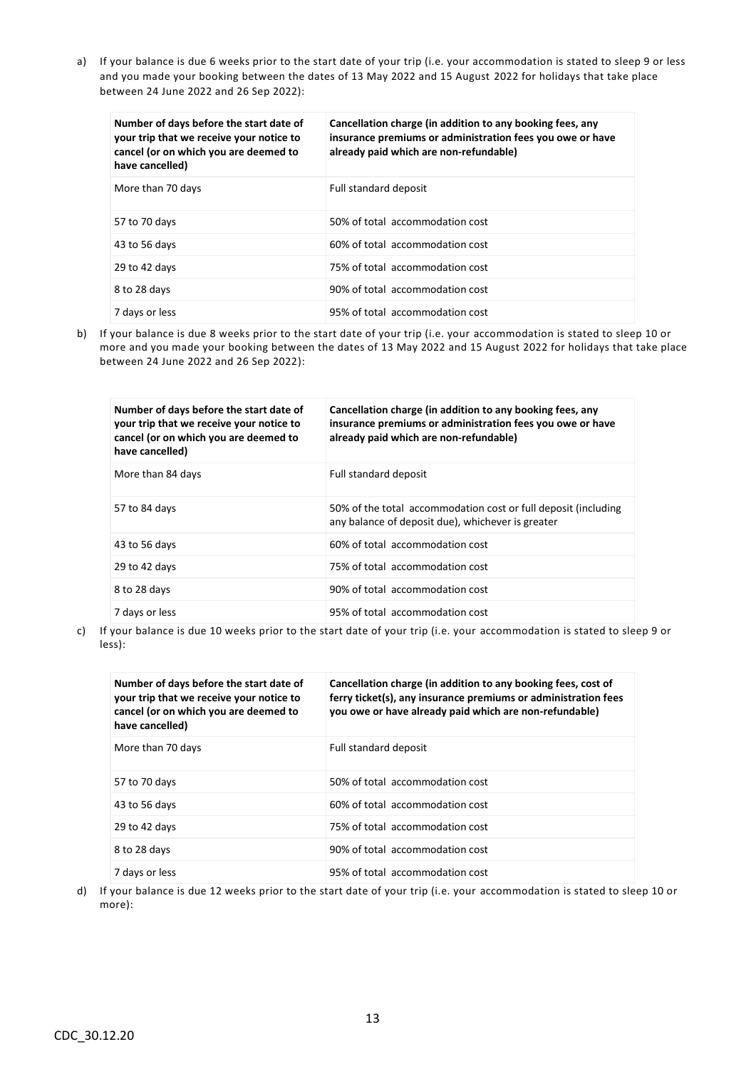a) If your balance is due 6 weeks prior to the start date of your trip (i.e. your accommodation is stated to sleep 9 or less and you made your booking between the dates of 13 May 2022 and 15 August 2022 for holidays that take place between 24 June 2022 and 26 Sep 2022):

| Number of days before the start date of your trip that we receive your notice to cancel (or on which you are deemed to have cancelled) | Cancellation charge (in addition to any booking fees, any insurance premiums or administration fees you owe or have already paid which are non-refundable) |
|---|---|
| More than 70 days | Full standard deposit |
| 57 to 70 days | 50% of total accommodation cost |
| 43 to 56 days | 60% of total accommodation cost |
| 29 to 42 days | 75% of total accommodation cost |
| 8 to 28 days | 90% of total accommodation cost |
| 7 days or less | 95% of total accommodation cost |

b) If your balance is due 8 weeks prior to the start date of your trip (i.e. your accommodation is stated to sleep 10 or more and you made your booking between the dates of 13 May 2022 and 15 August 2022 for holidays that take place between 24 June 2022 and 26 Sep 2022):

| Number of days before the start date of your trip that we receive your notice to cancel (or on which you are deemed to have cancelled) | Cancellation charge (in addition to any booking fees, any insurance premiums or administration fees you owe or have already paid which are non-refundable) |
|---|---|
| More than 84 days | Full standard deposit |
| 57 to 84 days | 50% of the total accommodation cost or full deposit (including any balance of deposit due), whichever is greater |
| 43 to 56 days | 60% of total accommodation cost |
| 29 to 42 days | 75% of total accommodation cost |
| 8 to 28 days | 90% of total accommodation cost |
| 7 days or less | 95% of total accommodation cost |

c) If your balance is due 10 weeks prior to the start date of your trip (i.e. your accommodation is stated to sleep 9 or less):

| Number of days before the start date of your trip that we receive your notice to cancel (or on which you are deemed to have cancelled) | Cancellation charge (in addition to any booking fees, cost of ferry ticket(s), any insurance premiums or administration fees you owe or have already paid which are non-refundable) |
|---|---|
| More than 70 days | Full standard deposit |
| 57 to 70 days | 50% of total accommodation cost |
| 43 to 56 days | 60% of total accommodation cost |
| 29 to 42 days | 75% of total accommodation cost |
| 8 to 28 days | 90% of total accommodation cost |
| 7 days or less | 95% of total accommodation cost |

d) If your balance is due 12 weeks prior to the start date of your trip (i.e. your accommodation is stated to sleep 10 or more):

CDC_30.12.20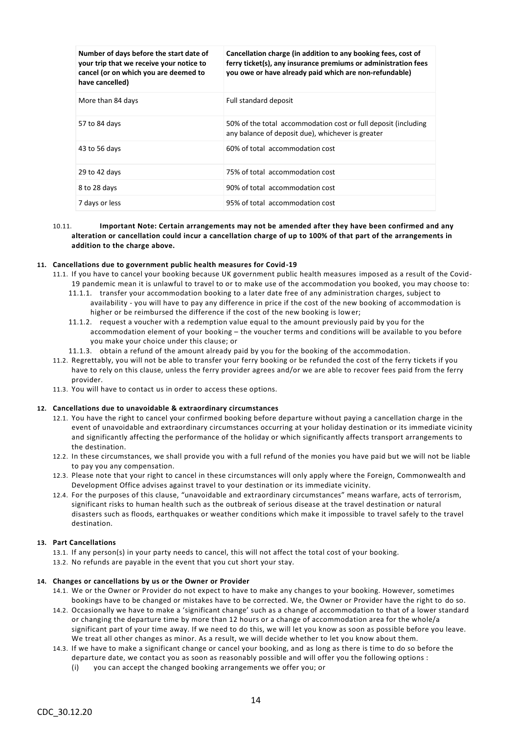| Number of days before the start date of your trip that we receive your notice to cancel (or on which you are deemed to have cancelled) | Cancellation charge (in addition to any booking fees, cost of ferry ticket(s), any insurance premiums or administration fees you owe or have already paid which are non-refundable) |
|---|---|
| More than 84 days | Full standard deposit |
| 57 to 84 days | 50% of the total accommodation cost or full deposit (including any balance of deposit due), whichever is greater |
| 43 to 56 days | 60% of total accommodation cost |
| 29 to 42 days | 75% of total accommodation cost |
| 8 to 28 days | 90% of total accommodation cost |
| 7 days or less | 95% of total accommodation cost |

10.11. **Important Note: Certain arrangements may not be amended after they have been confirmed and any alteration or cancellation could incur a cancellation charge of up to 100% of that part of the arrangements in addition to the charge above.**

**11. Cancellations due to government public health measures for Covid-19**

11.1. If you have to cancel your booking because UK government public health measures imposed as a result of the Covid-19 pandemic mean it is unlawful to travel to or to make use of the accommodation you booked, you may choose to:

11.1.1. transfer your accommodation booking to a later date free of any administration charges, subject to availability - you will have to pay any difference in price if the cost of the new booking of accommodation is higher or be reimbursed the difference if the cost of the new booking is lower;

11.1.2. request a voucher with a redemption value equal to the amount previously paid by you for the accommodation element of your booking – the voucher terms and conditions will be available to you before you make your choice under this clause; or

11.1.3. obtain a refund of the amount already paid by you for the booking of the accommodation.

11.2. Regrettably, you will not be able to transfer your ferry booking or be refunded the cost of the ferry tickets if you have to rely on this clause, unless the ferry provider agrees and/or we are able to recover fees paid from the ferry provider.

11.3. You will have to contact us in order to access these options.

**12. Cancellations due to unavoidable & extraordinary circumstances**

12.1. You have the right to cancel your confirmed booking before departure without paying a cancellation charge in the event of unavoidable and extraordinary circumstances occurring at your holiday destination or its immediate vicinity and significantly affecting the performance of the holiday or which significantly affects transport arrangements to the destination.

12.2. In these circumstances, we shall provide you with a full refund of the monies you have paid but we will not be liable to pay you any compensation.

12.3. Please note that your right to cancel in these circumstances will only apply where the Foreign, Commonwealth and Development Office advises against travel to your destination or its immediate vicinity.

12.4. For the purposes of this clause, "unavoidable and extraordinary circumstances" means warfare, acts of terrorism, significant risks to human health such as the outbreak of serious disease at the travel destination or natural disasters such as floods, earthquakes or weather conditions which make it impossible to travel safely to the travel destination.

**13. Part Cancellations**

13.1. If any person(s) in your party needs to cancel, this will not affect the total cost of your booking.

13.2. No refunds are payable in the event that you cut short your stay.

**14. Changes or cancellations by us or the Owner or Provider**

14.1. We or the Owner or Provider do not expect to have to make any changes to your booking. However, sometimes bookings have to be changed or mistakes have to be corrected. We, the Owner or Provider have the right to do so.

14.2. Occasionally we have to make a 'significant change' such as a change of accommodation to that of a lower standard or changing the departure time by more than 12 hours or a change of accommodation area for the whole/a significant part of your time away. If we need to do this, we will let you know as soon as possible before you leave. We treat all other changes as minor. As a result, we will decide whether to let you know about them.

14.3. If we have to make a significant change or cancel your booking, and as long as there is time to do so before the departure date, we contact you as soon as reasonably possible and will offer you the following options :

(i) you can accept the changed booking arrangements we offer you; or

CDC_30.12.20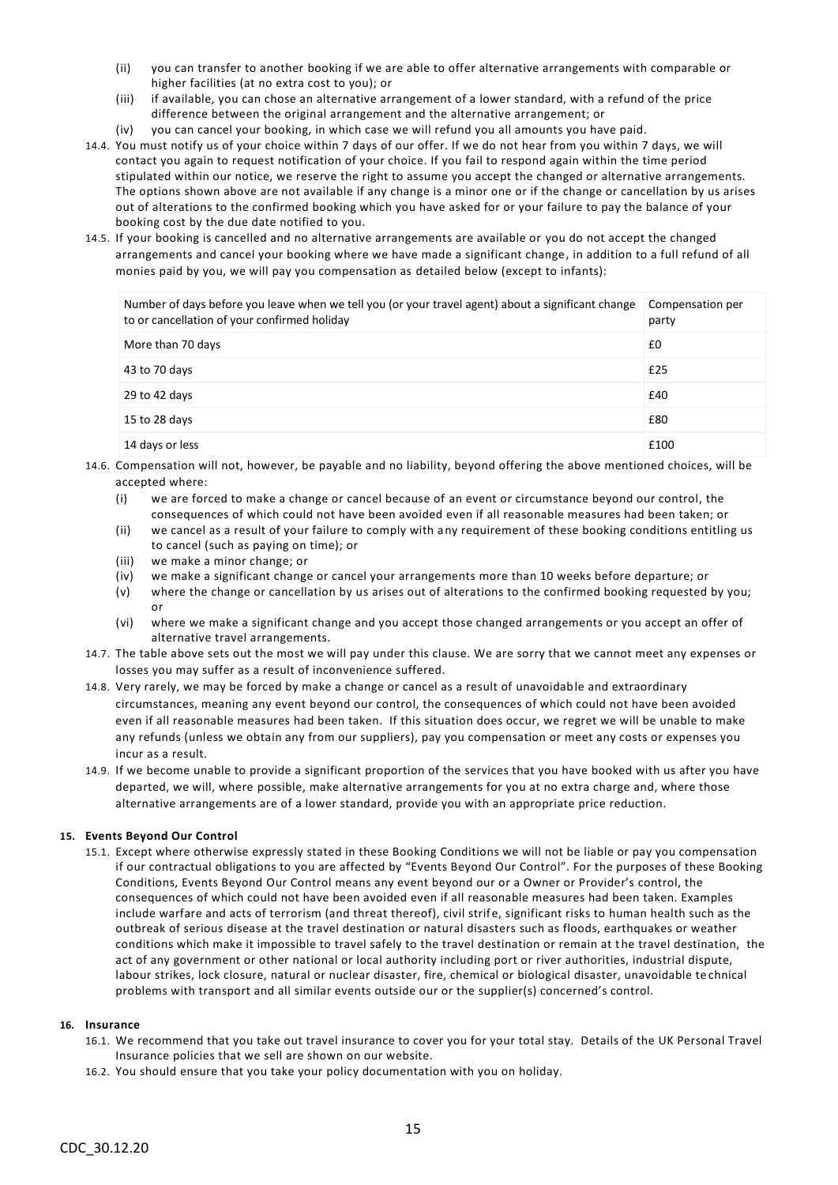(ii) you can transfer to another booking if we are able to offer alternative arrangements with comparable or higher facilities (at no extra cost to you); or

(iii) if available, you can chose an alternative arrangement of a lower standard, with a refund of the price difference between the original arrangement and the alternative arrangement; or

(iv) you can cancel your booking, in which case we will refund you all amounts you have paid.

14.4. You must notify us of your choice within 7 days of our offer. If we do not hear from you within 7 days, we will contact you again to request notification of your choice. If you fail to respond again within the time period stipulated within our notice, we reserve the right to assume you accept the changed or alternative arrangements. The options shown above are not available if any change is a minor one or if the change or cancellation by us arises out of alterations to the confirmed booking which you have asked for or your failure to pay the balance of your booking cost by the due date notified to you.

14.5. If your booking is cancelled and no alternative arrangements are available or you do not accept the changed arrangements and cancel your booking where we have made a significant change, in addition to a full refund of all monies paid by you, we will pay you compensation as detailed below (except to infants):

| Number of days before you leave when we tell you (or your travel agent) about a significant change to or cancellation of your confirmed holiday | Compensation per party |
|---|---|
| More than 70 days | £0 |
| 43 to 70 days | £25 |
| 29 to 42 days | £40 |
| 15 to 28 days | £80 |
| 14 days or less | £100 |

14.6. Compensation will not, however, be payable and no liability, beyond offering the above mentioned choices, will be accepted where:

(i) we are forced to make a change or cancel because of an event or circumstance beyond our control, the consequences of which could not have been avoided even if all reasonable measures had been taken; or

(ii) we cancel as a result of your failure to comply with any requirement of these booking conditions entitling us to cancel (such as paying on time); or

(iii) we make a minor change; or

(iv) we make a significant change or cancel your arrangements more than 10 weeks before departure; or

(v) where the change or cancellation by us arises out of alterations to the confirmed booking requested by you; or

(vi) where we make a significant change and you accept those changed arrangements or you accept an offer of alternative travel arrangements.

14.7. The table above sets out the most we will pay under this clause. We are sorry that we cannot meet any expenses or losses you may suffer as a result of inconvenience suffered.

14.8. Very rarely, we may be forced by make a change or cancel as a result of unavoidable and extraordinary circumstances, meaning any event beyond our control, the consequences of which could not have been avoided even if all reasonable measures had been taken. If this situation does occur, we regret we will be unable to make any refunds (unless we obtain any from our suppliers), pay you compensation or meet any costs or expenses you incur as a result.

14.9. If we become unable to provide a significant proportion of the services that you have booked with us after you have departed, we will, where possible, make alternative arrangements for you at no extra charge and, where those alternative arrangements are of a lower standard, provide you with an appropriate price reduction.

**15. Events Beyond Our Control**

15.1. Except where otherwise expressly stated in these Booking Conditions we will not be liable or pay you compensation if our contractual obligations to you are affected by "Events Beyond Our Control". For the purposes of these Booking Conditions, Events Beyond Our Control means any event beyond our or a Owner or Provider's control, the consequences of which could not have been avoided even if all reasonable measures had been taken. Examples include warfare and acts of terrorism (and threat thereof), civil strife, significant risks to human health such as the outbreak of serious disease at the travel destination or natural disasters such as floods, earthquakes or weather conditions which make it impossible to travel safely to the travel destination or remain at the travel destination, the act of any government or other national or local authority including port or river authorities, industrial dispute, labour strikes, lock closure, natural or nuclear disaster, fire, chemical or biological disaster, unavoidable technical problems with transport and all similar events outside our or the supplier(s) concerned's control.

**16. Insurance**

16.1. We recommend that you take out travel insurance to cover you for your total stay. Details of the UK Personal Travel Insurance policies that we sell are shown on our website.

16.2. You should ensure that you take your policy documentation with you on holiday.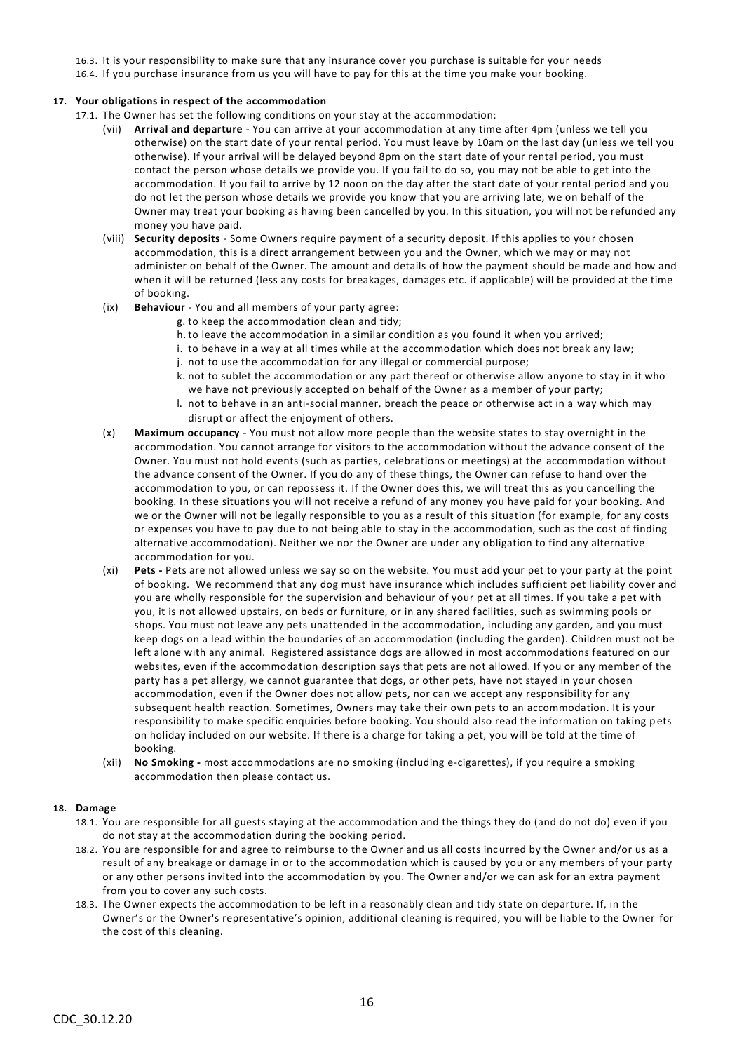16.3. It is your responsibility to make sure that any insurance cover you purchase is suitable for your needs

16.4. If you purchase insurance from us you will have to pay for this at the time you make your booking.

**17. Your obligations in respect of the accommodation**

17.1. The Owner has set the following conditions on your stay at the accommodation:

(vii) **Arrival and departure** - You can arrive at your accommodation at any time after 4pm (unless we tell you otherwise) on the start date of your rental period. You must leave by 10am on the last day (unless we tell you otherwise). If your arrival will be delayed beyond 8pm on the start date of your rental period, you must contact the person whose details we provide you. If you fail to do so, you may not be able to get into the accommodation. If you fail to arrive by 12 noon on the day after the start date of your rental period and you do not let the person whose details we provide you know that you are arriving late, we on behalf of the Owner may treat your booking as having been cancelled by you. In this situation, you will not be refunded any money you have paid.

(viii) **Security deposits** - Some Owners require payment of a security deposit. If this applies to your chosen accommodation, this is a direct arrangement between you and the Owner, which we may or may not administer on behalf of the Owner. The amount and details of how the payment should be made and how and when it will be returned (less any costs for breakages, damages etc. if applicable) will be provided at the time of booking.

(ix) **Behaviour** - You and all members of your party agree:

g. to keep the accommodation clean and tidy;
h. to leave the accommodation in a similar condition as you found it when you arrived;
i. to behave in a way at all times while at the accommodation which does not break any law;
j. not to use the accommodation for any illegal or commercial purpose;
k. not to sublet the accommodation or any part thereof or otherwise allow anyone to stay in it who we have not previously accepted on behalf of the Owner as a member of your party;
l. not to behave in an anti-social manner, breach the peace or otherwise act in a way which may disrupt or affect the enjoyment of others.

(x) **Maximum occupancy** - You must not allow more people than the website states to stay overnight in the accommodation. You cannot arrange for visitors to the accommodation without the advance consent of the Owner. You must not hold events (such as parties, celebrations or meetings) at the accommodation without the advance consent of the Owner. If you do any of these things, the Owner can refuse to hand over the accommodation to you, or can repossess it. If the Owner does this, we will treat this as you cancelling the booking. In these situations you will not receive a refund of any money you have paid for your booking. And we or the Owner will not be legally responsible to you as a result of this situation (for example, for any costs or expenses you have to pay due to not being able to stay in the accommodation, such as the cost of finding alternative accommodation). Neither we nor the Owner are under any obligation to find any alternative accommodation for you.

(xi) **Pets -** Pets are not allowed unless we say so on the website. You must add your pet to your party at the point of booking. We recommend that any dog must have insurance which includes sufficient pet liability cover and you are wholly responsible for the supervision and behaviour of your pet at all times. If you take a pet with you, it is not allowed upstairs, on beds or furniture, or in any shared facilities, such as swimming pools or shops. You must not leave any pets unattended in the accommodation, including any garden, and you must keep dogs on a lead within the boundaries of an accommodation (including the garden). Children must not be left alone with any animal. Registered assistance dogs are allowed in most accommodations featured on our websites, even if the accommodation description says that pets are not allowed. If you or any member of the party has a pet allergy, we cannot guarantee that dogs, or other pets, have not stayed in your chosen accommodation, even if the Owner does not allow pets, nor can we accept any responsibility for any subsequent health reaction. Sometimes, Owners may take their own pets to an accommodation. It is your responsibility to make specific enquiries before booking. You should also read the information on taking pets on holiday included on our website. If there is a charge for taking a pet, you will be told at the time of booking.

(xii) **No Smoking -** most accommodations are no smoking (including e-cigarettes), if you require a smoking accommodation then please contact us.

**18. Damage**

18.1. You are responsible for all guests staying at the accommodation and the things they do (and do not do) even if you do not stay at the accommodation during the booking period.

18.2. You are responsible for and agree to reimburse to the Owner and us all costs incurred by the Owner and/or us as a result of any breakage or damage in or to the accommodation which is caused by you or any members of your party or any other persons invited into the accommodation by you. The Owner and/or we can ask for an extra payment from you to cover any such costs.

18.3. The Owner expects the accommodation to be left in a reasonably clean and tidy state on departure. If, in the Owner's or the Owner's representative's opinion, additional cleaning is required, you will be liable to the Owner for the cost of this cleaning.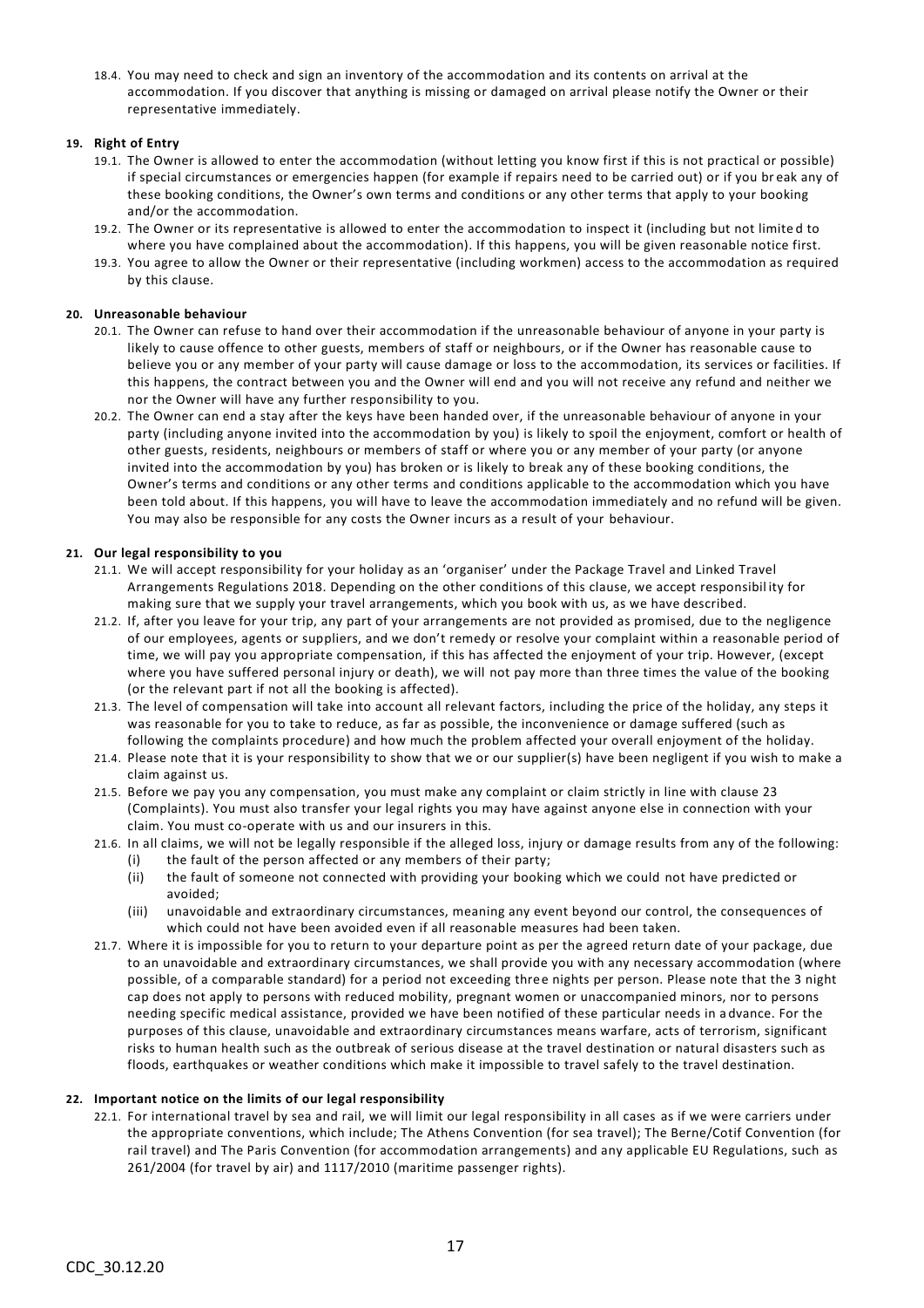18.4. You may need to check and sign an inventory of the accommodation and its contents on arrival at the accommodation. If you discover that anything is missing or damaged on arrival please notify the Owner or their representative immediately.

**19. Right of Entry**

19.1. The Owner is allowed to enter the accommodation (without letting you know first if this is not practical or possible) if special circumstances or emergencies happen (for example if repairs need to be carried out) or if you break any of these booking conditions, the Owner's own terms and conditions or any other terms that apply to your booking and/or the accommodation.

19.2. The Owner or its representative is allowed to enter the accommodation to inspect it (including but not limited to where you have complained about the accommodation). If this happens, you will be given reasonable notice first.

19.3. You agree to allow the Owner or their representative (including workmen) access to the accommodation as required by this clause.

**20. Unreasonable behaviour**

20.1. The Owner can refuse to hand over their accommodation if the unreasonable behaviour of anyone in your party is likely to cause offence to other guests, members of staff or neighbours, or if the Owner has reasonable cause to believe you or any member of your party will cause damage or loss to the accommodation, its services or facilities. If this happens, the contract between you and the Owner will end and you will not receive any refund and neither we nor the Owner will have any further responsibility to you.

20.2. The Owner can end a stay after the keys have been handed over, if the unreasonable behaviour of anyone in your party (including anyone invited into the accommodation by you) is likely to spoil the enjoyment, comfort or health of other guests, residents, neighbours or members of staff or where you or any member of your party (or anyone invited into the accommodation by you) has broken or is likely to break any of these booking conditions, the Owner's terms and conditions or any other terms and conditions applicable to the accommodation which you have been told about. If this happens, you will have to leave the accommodation immediately and no refund will be given. You may also be responsible for any costs the Owner incurs as a result of your behaviour.

**21. Our legal responsibility to you**

21.1. We will accept responsibility for your holiday as an 'organiser' under the Package Travel and Linked Travel Arrangements Regulations 2018. Depending on the other conditions of this clause, we accept responsibility for making sure that we supply your travel arrangements, which you book with us, as we have described.

21.2. If, after you leave for your trip, any part of your arrangements are not provided as promised, due to the negligence of our employees, agents or suppliers, and we don't remedy or resolve your complaint within a reasonable period of time, we will pay you appropriate compensation, if this has affected the enjoyment of your trip. However, (except where you have suffered personal injury or death), we will not pay more than three times the value of the booking (or the relevant part if not all the booking is affected).

21.3. The level of compensation will take into account all relevant factors, including the price of the holiday, any steps it was reasonable for you to take to reduce, as far as possible, the inconvenience or damage suffered (such as following the complaints procedure) and how much the problem affected your overall enjoyment of the holiday.

21.4. Please note that it is your responsibility to show that we or our supplier(s) have been negligent if you wish to make a claim against us.

21.5. Before we pay you any compensation, you must make any complaint or claim strictly in line with clause 23 (Complaints). You must also transfer your legal rights you may have against anyone else in connection with your claim. You must co-operate with us and our insurers in this.

21.6. In all claims, we will not be legally responsible if the alleged loss, injury or damage results from any of the following:

(i) the fault of the person affected or any members of their party;

(ii) the fault of someone not connected with providing your booking which we could not have predicted or avoided;

(iii) unavoidable and extraordinary circumstances, meaning any event beyond our control, the consequences of which could not have been avoided even if all reasonable measures had been taken.

21.7. Where it is impossible for you to return to your departure point as per the agreed return date of your package, due to an unavoidable and extraordinary circumstances, we shall provide you with any necessary accommodation (where possible, of a comparable standard) for a period not exceeding three nights per person. Please note that the 3 night cap does not apply to persons with reduced mobility, pregnant women or unaccompanied minors, nor to persons needing specific medical assistance, provided we have been notified of these particular needs in advance. For the purposes of this clause, unavoidable and extraordinary circumstances means warfare, acts of terrorism, significant risks to human health such as the outbreak of serious disease at the travel destination or natural disasters such as floods, earthquakes or weather conditions which make it impossible to travel safely to the travel destination.

**22. Important notice on the limits of our legal responsibility**

22.1. For international travel by sea and rail, we will limit our legal responsibility in all cases as if we were carriers under the appropriate conventions, which include; The Athens Convention (for sea travel); The Berne/Cotif Convention (for rail travel) and The Paris Convention (for accommodation arrangements) and any applicable EU Regulations, such as 261/2004 (for travel by air) and 1117/2010 (maritime passenger rights).

CDC_30.12.20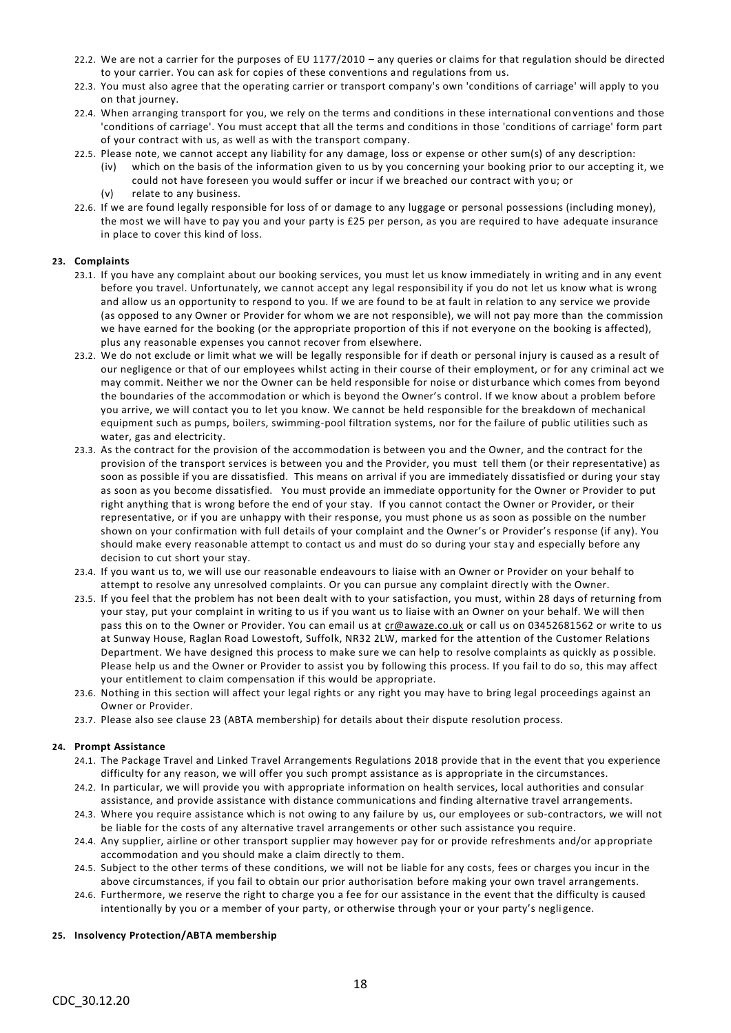22.2. We are not a carrier for the purposes of EU 1177/2010 – any queries or claims for that regulation should be directed to your carrier. You can ask for copies of these conventions and regulations from us.

22.3. You must also agree that the operating carrier or transport company's own 'conditions of carriage' will apply to you on that journey.

22.4. When arranging transport for you, we rely on the terms and conditions in these international conventions and those 'conditions of carriage'. You must accept that all the terms and conditions in those 'conditions of carriage' form part of your contract with us, as well as with the transport company.

22.5. Please note, we cannot accept any liability for any damage, loss or expense or other sum(s) of any description:

(iv) which on the basis of the information given to us by you concerning your booking prior to our accepting it, we could not have foreseen you would suffer or incur if we breached our contract with you; or

(v) relate to any business.

22.6. If we are found legally responsible for loss of or damage to any luggage or personal possessions (including money), the most we will have to pay you and your party is £25 per person, as you are required to have adequate insurance in place to cover this kind of loss.

## 23. Complaints

23.1. If you have any complaint about our booking services, you must let us know immediately in writing and in any event before you travel. Unfortunately, we cannot accept any legal responsibility if you do not let us know what is wrong and allow us an opportunity to respond to you. If we are found to be at fault in relation to any service we provide (as opposed to any Owner or Provider for whom we are not responsible), we will not pay more than the commission we have earned for the booking (or the appropriate proportion of this if not everyone on the booking is affected), plus any reasonable expenses you cannot recover from elsewhere.

23.2. We do not exclude or limit what we will be legally responsible for if death or personal injury is caused as a result of our negligence or that of our employees whilst acting in their course of their employment, or for any criminal act we may commit. Neither we nor the Owner can be held responsible for noise or disturbance which comes from beyond the boundaries of the accommodation or which is beyond the Owner's control. If we know about a problem before you arrive, we will contact you to let you know. We cannot be held responsible for the breakdown of mechanical equipment such as pumps, boilers, swimming-pool filtration systems, nor for the failure of public utilities such as water, gas and electricity.

23.3. As the contract for the provision of the accommodation is between you and the Owner, and the contract for the provision of the transport services is between you and the Provider, you must tell them (or their representative) as soon as possible if you are dissatisfied. This means on arrival if you are immediately dissatisfied or during your stay as soon as you become dissatisfied. You must provide an immediate opportunity for the Owner or Provider to put right anything that is wrong before the end of your stay. If you cannot contact the Owner or Provider, or their representative, or if you are unhappy with their response, you must phone us as soon as possible on the number shown on your confirmation with full details of your complaint and the Owner's or Provider's response (if any). You should make every reasonable attempt to contact us and must do so during your stay and especially before any decision to cut short your stay.

23.4. If you want us to, we will use our reasonable endeavours to liaise with an Owner or Provider on your behalf to attempt to resolve any unresolved complaints. Or you can pursue any complaint directly with the Owner.

23.5. If you feel that the problem has not been dealt with to your satisfaction, you must, within 28 days of returning from your stay, put your complaint in writing to us if you want us to liaise with an Owner on your behalf. We will then pass this on to the Owner or Provider. You can email us at cr@awaze.co.uk or call us on 03452681562 or write to us at Sunway House, Raglan Road Lowestoft, Suffolk, NR32 2LW, marked for the attention of the Customer Relations Department. We have designed this process to make sure we can help to resolve complaints as quickly as possible. Please help us and the Owner or Provider to assist you by following this process. If you fail to do so, this may affect your entitlement to claim compensation if this would be appropriate.

23.6. Nothing in this section will affect your legal rights or any right you may have to bring legal proceedings against an Owner or Provider.

23.7. Please also see clause 23 (ABTA membership) for details about their dispute resolution process.

## 24. Prompt Assistance

24.1. The Package Travel and Linked Travel Arrangements Regulations 2018 provide that in the event that you experience difficulty for any reason, we will offer you such prompt assistance as is appropriate in the circumstances.

24.2. In particular, we will provide you with appropriate information on health services, local authorities and consular assistance, and provide assistance with distance communications and finding alternative travel arrangements.

24.3. Where you require assistance which is not owing to any failure by us, our employees or sub-contractors, we will not be liable for the costs of any alternative travel arrangements or other such assistance you require.

24.4. Any supplier, airline or other transport supplier may however pay for or provide refreshments and/or appropriate accommodation and you should make a claim directly to them.

24.5. Subject to the other terms of these conditions, we will not be liable for any costs, fees or charges you incur in the above circumstances, if you fail to obtain our prior authorisation before making your own travel arrangements.

24.6. Furthermore, we reserve the right to charge you a fee for our assistance in the event that the difficulty is caused intentionally by you or a member of your party, or otherwise through your or your party's negligence.

## 25. Insolvency Protection/ABTA membership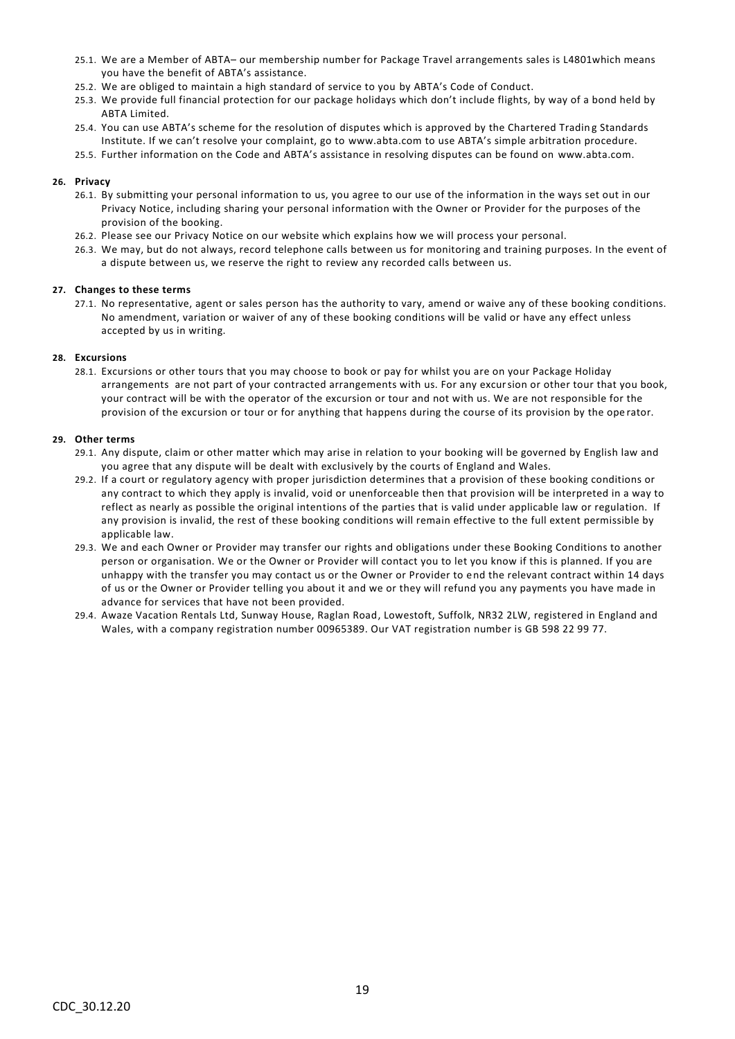25.1. We are a Member of ABTA– our membership number for Package Travel arrangements sales is L4801which means you have the benefit of ABTA's assistance.

25.2. We are obliged to maintain a high standard of service to you by ABTA's Code of Conduct.

25.3. We provide full financial protection for our package holidays which don't include flights, by way of a bond held by ABTA Limited.

25.4. You can use ABTA's scheme for the resolution of disputes which is approved by the Chartered Trading Standards Institute. If we can't resolve your complaint, go to www.abta.com to use ABTA's simple arbitration procedure.

25.5. Further information on the Code and ABTA's assistance in resolving disputes can be found on www.abta.com.

**26. Privacy**

26.1. By submitting your personal information to us, you agree to our use of the information in the ways set out in our Privacy Notice, including sharing your personal information with the Owner or Provider for the purposes of the provision of the booking.

26.2. Please see our Privacy Notice on our website which explains how we will process your personal.

26.3. We may, but do not always, record telephone calls between us for monitoring and training purposes. In the event of a dispute between us, we reserve the right to review any recorded calls between us.

**27. Changes to these terms**

27.1. No representative, agent or sales person has the authority to vary, amend or waive any of these booking conditions. No amendment, variation or waiver of any of these booking conditions will be valid or have any effect unless accepted by us in writing.

**28. Excursions**

28.1. Excursions or other tours that you may choose to book or pay for whilst you are on your Package Holiday arrangements are not part of your contracted arrangements with us. For any excursion or other tour that you book, your contract will be with the operator of the excursion or tour and not with us. We are not responsible for the provision of the excursion or tour or for anything that happens during the course of its provision by the operator.

**29. Other terms**

29.1. Any dispute, claim or other matter which may arise in relation to your booking will be governed by English law and you agree that any dispute will be dealt with exclusively by the courts of England and Wales.

29.2. If a court or regulatory agency with proper jurisdiction determines that a provision of these booking conditions or any contract to which they apply is invalid, void or unenforceable then that provision will be interpreted in a way to reflect as nearly as possible the original intentions of the parties that is valid under applicable law or regulation. If any provision is invalid, the rest of these booking conditions will remain effective to the full extent permissible by applicable law.

29.3. We and each Owner or Provider may transfer our rights and obligations under these Booking Conditions to another person or organisation. We or the Owner or Provider will contact you to let you know if this is planned. If you are unhappy with the transfer you may contact us or the Owner or Provider to end the relevant contract within 14 days of us or the Owner or Provider telling you about it and we or they will refund you any payments you have made in advance for services that have not been provided.

29.4. Awaze Vacation Rentals Ltd, Sunway House, Raglan Road, Lowestoft, Suffolk, NR32 2LW, registered in England and Wales, with a company registration number 00965389. Our VAT registration number is GB 598 22 99 77.

CDC_30.12.20